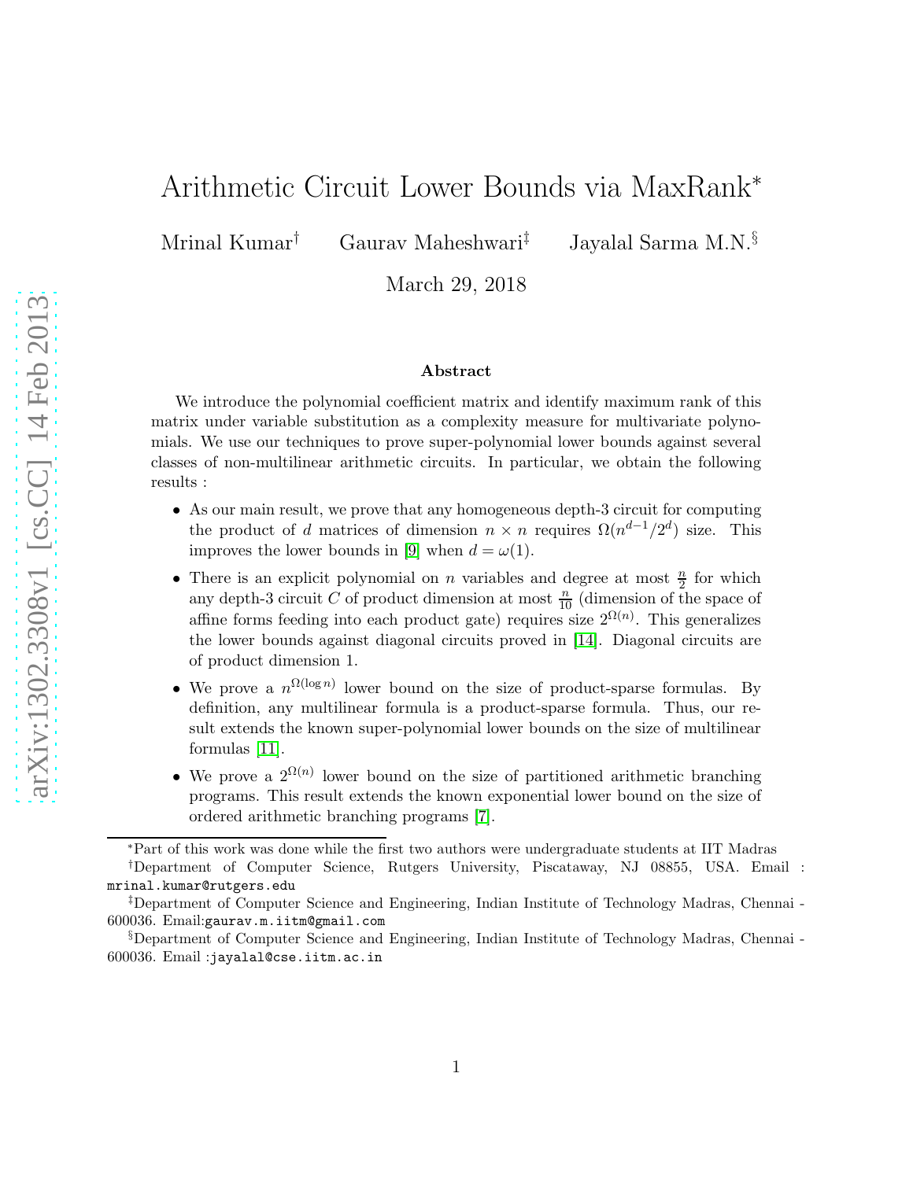# Arithmetic Circuit Lower Bounds via MaxRank*

Mrinal Kumar[†] Gaurav Maheshwari[‡] Jayalal Sarma M.N.[§]

March 29, 2018

### Abstract

We introduce the polynomial coefficient matrix and identify maximum rank of this matrix under variable substitution as a complexity measure for multivariate polynomials. We use our techniques to prove super-polynomial lower bounds against several classes of non-multilinear arithmetic circuits. In particular, we obtain the following results :

- As our main result, we prove that any homogeneous depth-3 circuit for computing the product of $d$ matrices of dimension $n \times n$ requires $\Omega(n^{d-1}/2^d)$ size. This improves the lower bounds in [9] when $d = \omega(1)$.
- There is an explicit polynomial on $n$ variables and degree at most $\frac{n}{2}$ for which any depth-3 circuit $C$ of product dimension at most $\frac{n}{10}$ (dimension of the space of affine forms feeding into each product gate) requires size $2^{\Omega(n)}$. This generalizes the lower bounds against diagonal circuits proved in [14]. Diagonal circuits are of product dimension 1.
- We prove a $n^{\Omega(\log n)}$ lower bound on the size of product-sparse formulas. By definition, any multilinear formula is a product-sparse formula. Thus, our result extends the known super-polynomial lower bounds on the size of multilinear formulas [11].
- We prove a $2^{\Omega(n)}$ lower bound on the size of partitioned arithmetic branching programs. This result extends the known exponential lower bound on the size of ordered arithmetic branching programs [7].

---

*Part of this work was done while the first two authors were undergraduate students at IIT Madras

[†]Department of Computer Science, Rutgers University, Piscataway, NJ 08855, USA. Email : mrinal.kumar@rutgers.edu

[‡]Department of Computer Science and Engineering, Indian Institute of Technology Madras, Chennai - 600036. Email:gaurav.m.iitm@gmail.com

[§]Department of Computer Science and Engineering, Indian Institute of Technology Madras, Chennai - 600036. Email :jayalal@cse.iitm.ac.in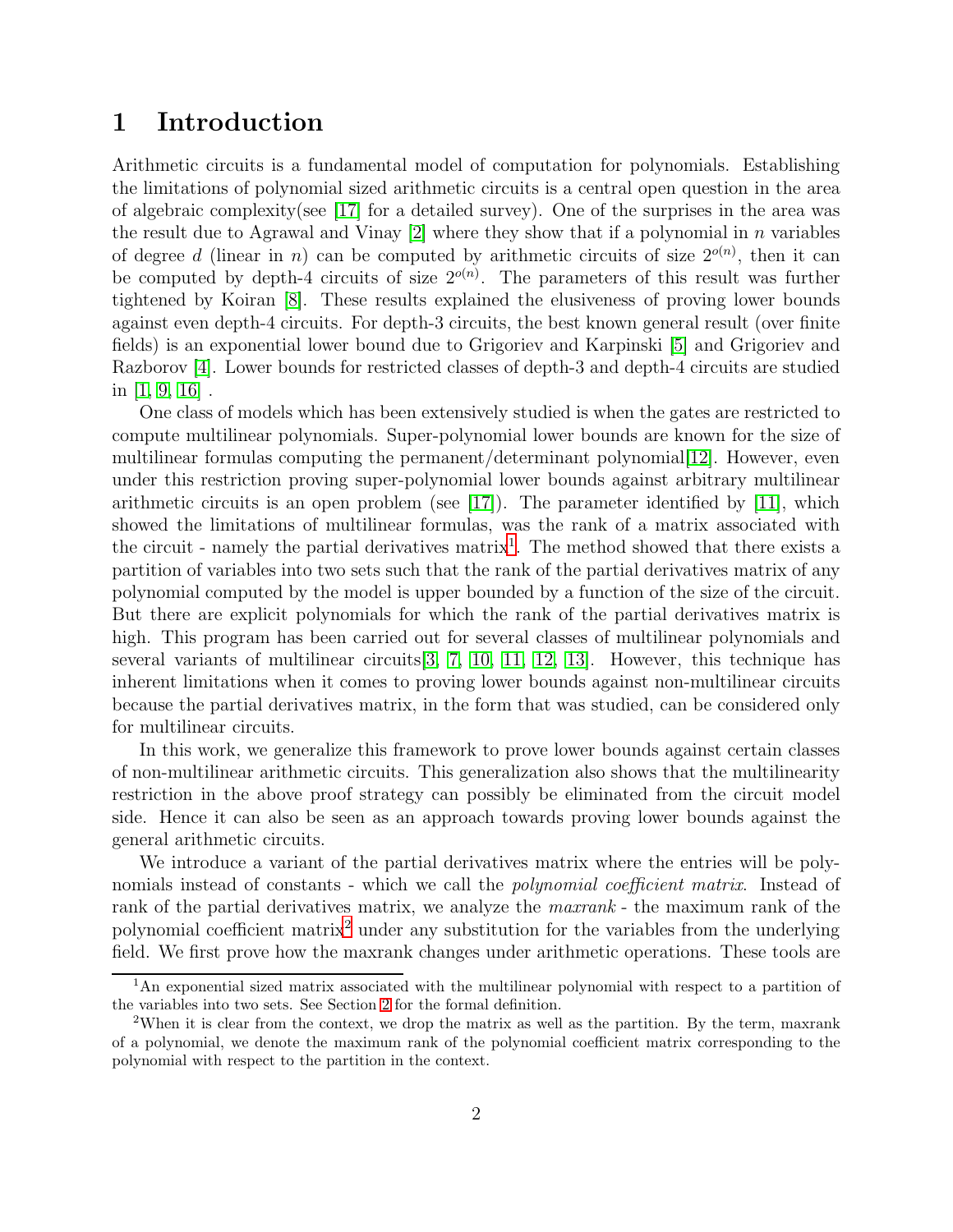# 1 Introduction

Arithmetic circuits is a fundamental model of computation for polynomials. Establishing the limitations of polynomial sized arithmetic circuits is a central open question in the area of algebraic complexity(see [17] for a detailed survey). One of the surprises in the area was the result due to Agrawal and Vinay [2] where they show that if a polynomial in $n$ variables of degree $d$ (linear in $n$) can be computed by arithmetic circuits of size $2^{o(n)}$, then it can be computed by depth-4 circuits of size $2^{o(n)}$. The parameters of this result was further tightened by Koiran [8]. These results explained the elusiveness of proving lower bounds against even depth-4 circuits. For depth-3 circuits, the best known general result (over finite fields) is an exponential lower bound due to Grigoriev and Karpinski [5] and Grigoriev and Razborov [4]. Lower bounds for restricted classes of depth-3 and depth-4 circuits are studied in [1, 9, 16] .

One class of models which has been extensively studied is when the gates are restricted to compute multilinear polynomials. Super-polynomial lower bounds are known for the size of multilinear formulas computing the permanent/determinant polynomial[12]. However, even under this restriction proving super-polynomial lower bounds against arbitrary multilinear arithmetic circuits is an open problem (see [17]). The parameter identified by [11], which showed the limitations of multilinear formulas, was the rank of a matrix associated with the circuit - namely the partial derivatives matrix[1]. The method showed that there exists a partition of variables into two sets such that the rank of the partial derivatives matrix of any polynomial computed by the model is upper bounded by a function of the size of the circuit. But there are explicit polynomials for which the rank of the partial derivatives matrix is high. This program has been carried out for several classes of multilinear polynomials and several variants of multilinear circuits[3, 7, 10, 11, 12, 13]. However, this technique has inherent limitations when it comes to proving lower bounds against non-multilinear circuits because the partial derivatives matrix, in the form that was studied, can be considered only for multilinear circuits.

In this work, we generalize this framework to prove lower bounds against certain classes of non-multilinear arithmetic circuits. This generalization also shows that the multilinearity restriction in the above proof strategy can possibly be eliminated from the circuit model side. Hence it can also be seen as an approach towards proving lower bounds against the general arithmetic circuits.

We introduce a variant of the partial derivatives matrix where the entries will be polynomials instead of constants - which we call the *polynomial coefficient matrix*. Instead of rank of the partial derivatives matrix, we analyze the *maxrank* - the maximum rank of the polynomial coefficient matrix[2] under any substitution for the variables from the underlying field. We first prove how the maxrank changes under arithmetic operations. These tools are

[1] An exponential sized matrix associated with the multilinear polynomial with respect to a partition of the variables into two sets. See Section 2 for the formal definition.

[2] When it is clear from the context, we drop the matrix as well as the partition. By the term, maxrank of a polynomial, we denote the maximum rank of the polynomial coefficient matrix corresponding to the polynomial with respect to the partition in the context.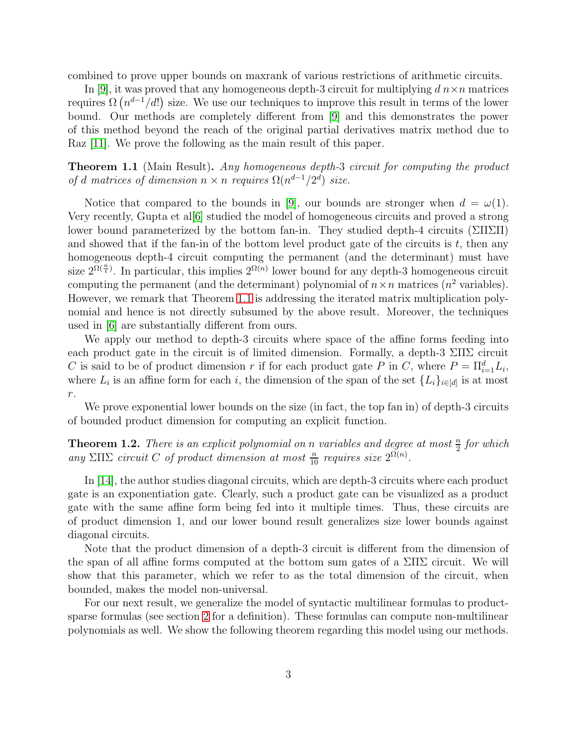combined to prove upper bounds on maxrank of various restrictions of arithmetic circuits.

In [9], it was proved that any homogeneous depth-3 circuit for multiplying $d$ $n \times n$ matrices requires $\Omega\left(n^{d-1}/d!\right)$ size. We use our techniques to improve this result in terms of the lower bound. Our methods are completely different from [9] and this demonstrates the power of this method beyond the reach of the original partial derivatives matrix method due to Raz [11]. We prove the following as the main result of this paper.

**Theorem 1.1** (Main Result)**.** *Any homogeneous depth-3 circuit for computing the product of $d$ matrices of dimension $n \times n$ requires $\Omega(n^{d-1}/2^d)$ size.*

Notice that compared to the bounds in [9], our bounds are stronger when $d = \omega(1)$. Very recently, Gupta et al[6] studied the model of homogeneous circuits and proved a strong lower bound parameterized by the bottom fan-in. They studied depth-4 circuits ($\Sigma\Pi\Sigma\Pi$) and showed that if the fan-in of the bottom level product gate of the circuits is $t$, then any homogeneous depth-4 circuit computing the permanent (and the determinant) must have size $2^{\Omega(\frac{n}{t})}$. In particular, this implies $2^{\Omega(n)}$ lower bound for any depth-3 homogeneous circuit computing the permanent (and the determinant) polynomial of $n \times n$ matrices ($n^2$ variables). However, we remark that Theorem 1.1 is addressing the iterated matrix multiplication polynomial and hence is not directly subsumed by the above result. Moreover, the techniques used in [6] are substantially different from ours.

We apply our method to depth-3 circuits where space of the affine forms feeding into each product gate in the circuit is of limited dimension. Formally, a depth-3 $\Sigma\Pi\Sigma$ circuit $C$ is said to be of product dimension $r$ if for each product gate $P$ in $C$, where $P = \Pi_{i=1}^{d} L_i$, where $L_i$ is an affine form for each $i$, the dimension of the span of the set $\{L_i\}_{i \in [d]}$ is at most $r$.

We prove exponential lower bounds on the size (in fact, the top fan in) of depth-3 circuits of bounded product dimension for computing an explicit function.

**Theorem 1.2.** *There is an explicit polynomial on $n$ variables and degree at most $\frac{n}{2}$ for which any $\Sigma\Pi\Sigma$ circuit $C$ of product dimension at most $\frac{n}{10}$ requires size $2^{\Omega(n)}$.*

In [14], the author studies diagonal circuits, which are depth-3 circuits where each product gate is an exponentiation gate. Clearly, such a product gate can be visualized as a product gate with the same affine form being fed into it multiple times. Thus, these circuits are of product dimension 1, and our lower bound result generalizes size lower bounds against diagonal circuits.

Note that the product dimension of a depth-3 circuit is different from the dimension of the span of all affine forms computed at the bottom sum gates of a $\Sigma\Pi\Sigma$ circuit. We will show that this parameter, which we refer to as the total dimension of the circuit, when bounded, makes the model non-universal.

For our next result, we generalize the model of syntactic multilinear formulas to product-sparse formulas (see section 2 for a definition). These formulas can compute non-multilinear polynomials as well. We show the following theorem regarding this model using our methods.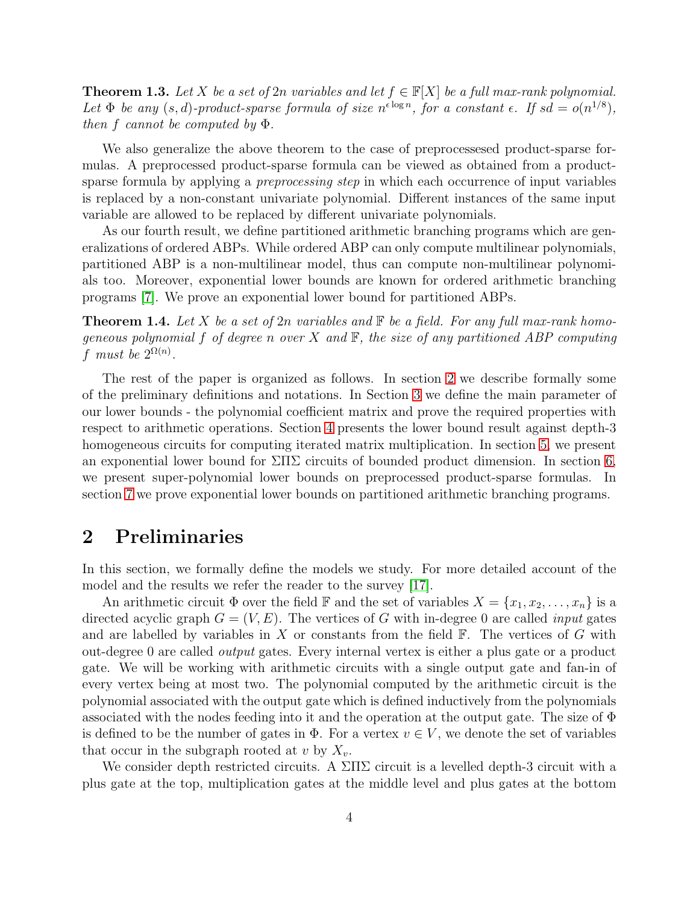**Theorem 1.3.** *Let $X$ be a set of $2n$ variables and let $f \in \mathbb{F}[X]$ be a full max-rank polynomial. Let $\Phi$ be any $(s,d)$-product-sparse formula of size $n^{\epsilon \log n}$, for a constant $\epsilon$. If $sd = o(n^{1/8})$, then $f$ cannot be computed by $\Phi$.*

We also generalize the above theorem to the case of preprocessesed product-sparse formulas. A preprocessed product-sparse formula can be viewed as obtained from a product-sparse formula by applying a *preprocessing step* in which each occurrence of input variables is replaced by a non-constant univariate polynomial. Different instances of the same input variable are allowed to be replaced by different univariate polynomials.

As our fourth result, we define partitioned arithmetic branching programs which are generalizations of ordered ABPs. While ordered ABP can only compute multilinear polynomials, partitioned ABP is a non-multilinear model, thus can compute non-multilinear polynomials too. Moreover, exponential lower bounds are known for ordered arithmetic branching programs [7]. We prove an exponential lower bound for partitioned ABPs.

**Theorem 1.4.** *Let $X$ be a set of $2n$ variables and $\mathbb{F}$ be a field. For any full max-rank homogeneous polynomial $f$ of degree $n$ over $X$ and $\mathbb{F}$, the size of any partitioned ABP computing $f$ must be $2^{\Omega(n)}$.*

The rest of the paper is organized as follows. In section 2 we describe formally some of the preliminary definitions and notations. In Section 3 we define the main parameter of our lower bounds - the polynomial coefficient matrix and prove the required properties with respect to arithmetic operations. Section 4 presents the lower bound result against depth-3 homogeneous circuits for computing iterated matrix multiplication. In section 5, we present an exponential lower bound for $\Sigma\Pi\Sigma$ circuits of bounded product dimension. In section 6, we present super-polynomial lower bounds on preprocessed product-sparse formulas. In section 7 we prove exponential lower bounds on partitioned arithmetic branching programs.

## 2 Preliminaries

In this section, we formally define the models we study. For more detailed account of the model and the results we refer the reader to the survey [17].

An arithmetic circuit $\Phi$ over the field $\mathbb{F}$ and the set of variables $X = \{x_1, x_2, \ldots, x_n\}$ is a directed acyclic graph $G = (V, E)$. The vertices of $G$ with in-degree 0 are called *input* gates and are labelled by variables in $X$ or constants from the field $\mathbb{F}$. The vertices of $G$ with out-degree 0 are called *output* gates. Every internal vertex is either a plus gate or a product gate. We will be working with arithmetic circuits with a single output gate and fan-in of every vertex being at most two. The polynomial computed by the arithmetic circuit is the polynomial associated with the output gate which is defined inductively from the polynomials associated with the nodes feeding into it and the operation at the output gate. The size of $\Phi$ is defined to be the number of gates in $\Phi$. For a vertex $v \in V$, we denote the set of variables that occur in the subgraph rooted at $v$ by $X_v$.

We consider depth restricted circuits. A $\Sigma\Pi\Sigma$ circuit is a levelled depth-3 circuit with a plus gate at the top, multiplication gates at the middle level and plus gates at the bottom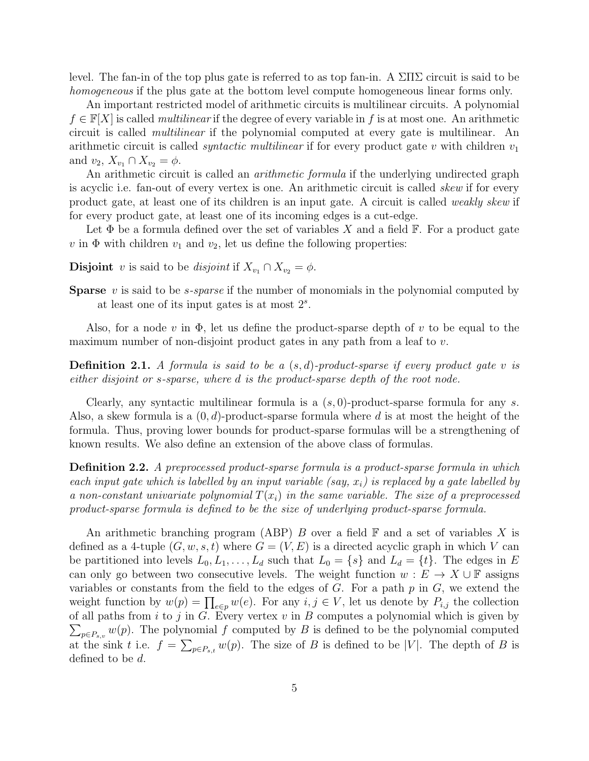level. The fan-in of the top plus gate is referred to as top fan-in. A $\Sigma\Pi\Sigma$ circuit is said to be *homogeneous* if the plus gate at the bottom level compute homogeneous linear forms only.

An important restricted model of arithmetic circuits is multilinear circuits. A polynomial $f \in \mathbb{F}[X]$ is called *multilinear* if the degree of every variable in $f$ is at most one. An arithmetic circuit is called *multilinear* if the polynomial computed at every gate is multilinear. An arithmetic circuit is called *syntactic multilinear* if for every product gate $v$ with children $v_1$ and $v_2$, $X_{v_1} \cap X_{v_2} = \phi$.

An arithmetic circuit is called an *arithmetic formula* if the underlying undirected graph is acyclic i.e. fan-out of every vertex is one. An arithmetic circuit is called *skew* if for every product gate, at least one of its children is an input gate. A circuit is called *weakly skew* if for every product gate, at least one of its incoming edges is a cut-edge.

Let $\Phi$ be a formula defined over the set of variables $X$ and a field $\mathbb{F}$. For a product gate $v$ in $\Phi$ with children $v_1$ and $v_2$, let us define the following properties:

**Disjoint** $v$ is said to be *disjoint* if $X_{v_1} \cap X_{v_2} = \phi$.

**Sparse** $v$ is said to be *s-sparse* if the number of monomials in the polynomial computed by at least one of its input gates is at most $2^s$.

Also, for a node $v$ in $\Phi$, let us define the product-sparse depth of $v$ to be equal to the maximum number of non-disjoint product gates in any path from a leaf to $v$.

**Definition 2.1.** *A formula is said to be a $(s, d)$-product-sparse if every product gate $v$ is either disjoint or $s$-sparse, where $d$ is the product-sparse depth of the root node.*

Clearly, any syntactic multilinear formula is a $(s, 0)$-product-sparse formula for any $s$. Also, a skew formula is a $(0, d)$-product-sparse formula where $d$ is at most the height of the formula. Thus, proving lower bounds for product-sparse formulas will be a strengthening of known results. We also define an extension of the above class of formulas.

**Definition 2.2.** *A preprocessed product-sparse formula is a product-sparse formula in which each input gate which is labelled by an input variable (say, $x_i$) is replaced by a gate labelled by a non-constant univariate polynomial $T(x_i)$ in the same variable. The size of a preprocessed product-sparse formula is defined to be the size of underlying product-sparse formula.*

An arithmetic branching program (ABP) $B$ over a field $\mathbb{F}$ and a set of variables $X$ is defined as a 4-tuple $(G, w, s, t)$ where $G = (V, E)$ is a directed acyclic graph in which $V$ can be partitioned into levels $L_0, L_1, \ldots, L_d$ such that $L_0 = \{s\}$ and $L_d = \{t\}$. The edges in $E$ can only go between two consecutive levels. The weight function $w : E \to X \cup \mathbb{F}$ assigns variables or constants from the field to the edges of $G$. For a path $p$ in $G$, we extend the weight function by $w(p) = \prod_{e \in p} w(e)$. For any $i, j \in V$, let us denote by $P_{i,j}$ the collection of all paths from $i$ to $j$ in $G$. Every vertex $v$ in $B$ computes a polynomial which is given by $\sum_{p \in P_{s,v}} w(p)$. The polynomial $f$ computed by $B$ is defined to be the polynomial computed at the sink $t$ i.e. $f = \sum_{p \in P_{s,t}} w(p)$. The size of $B$ is defined to be $|V|$. The depth of $B$ is defined to be $d$.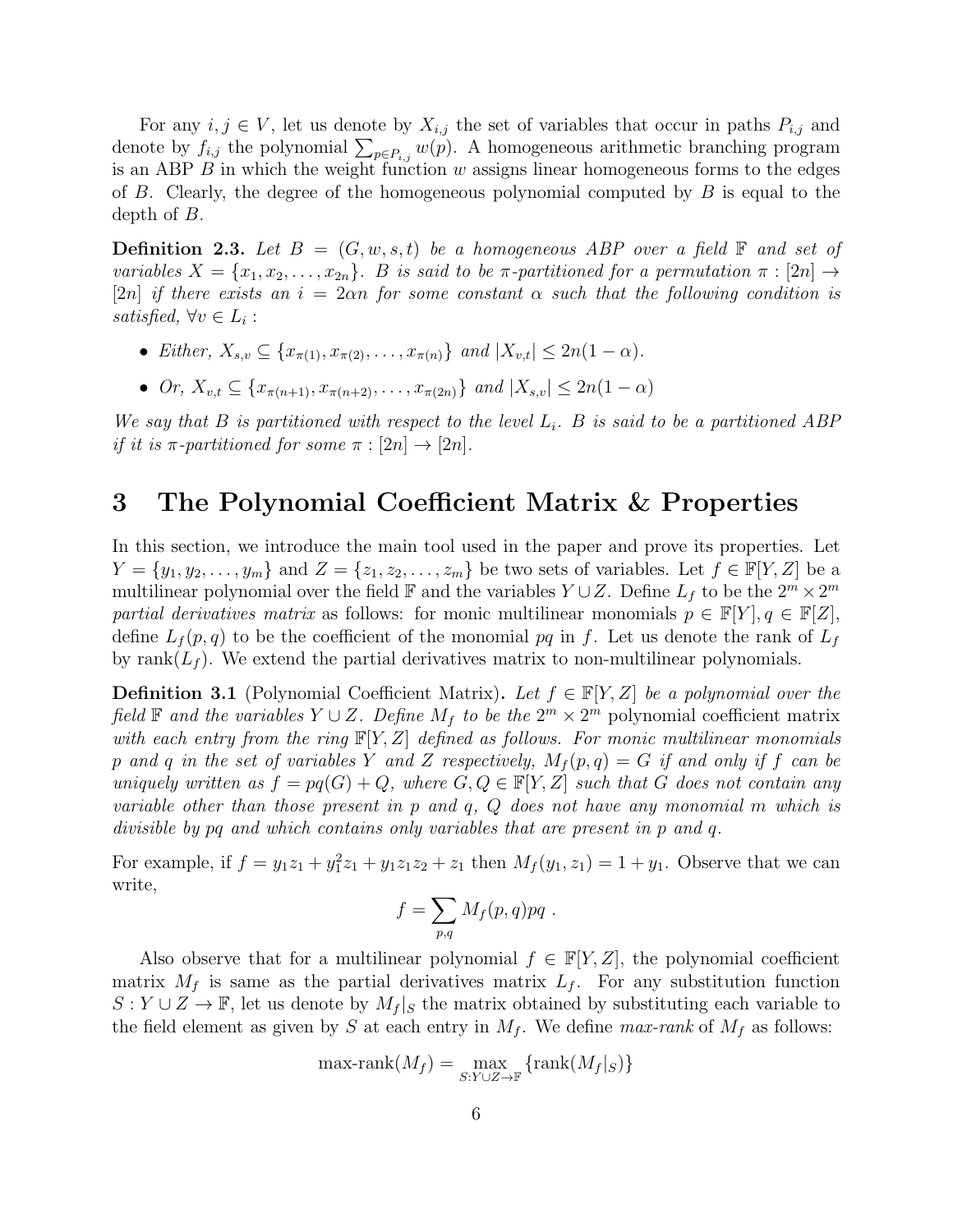For any $i, j \in V$, let us denote by $X_{i,j}$ the set of variables that occur in paths $P_{i,j}$ and denote by $f_{i,j}$ the polynomial $\sum_{p \in P_{i,j}} w(p)$. A homogeneous arithmetic branching program is an ABP $B$ in which the weight function $w$ assigns linear homogeneous forms to the edges of $B$. Clearly, the degree of the homogeneous polynomial computed by $B$ is equal to the depth of $B$.

**Definition 2.3.** *Let $B = (G, w, s, t)$ be a homogeneous ABP over a field $\mathbb{F}$ and set of variables $X = \{x_1, x_2, \ldots, x_{2n}\}$. $B$ is said to be $\pi$-partitioned for a permutation $\pi : [2n] \rightarrow [2n]$ if there exists an $i = 2\alpha n$ for some constant $\alpha$ such that the following condition is satisfied, $\forall v \in L_i$ :*

- *Either, $X_{s,v} \subseteq \{x_{\pi(1)}, x_{\pi(2)}, \ldots, x_{\pi(n)}\}$ and $|X_{v,t}| \leq 2n(1-\alpha)$.*
- *Or, $X_{v,t} \subseteq \{x_{\pi(n+1)}, x_{\pi(n+2)}, \ldots, x_{\pi(2n)}\}$ and $|X_{s,v}| \leq 2n(1-\alpha)$*

*We say that $B$ is partitioned with respect to the level $L_i$. $B$ is said to be a partitioned ABP if it is $\pi$-partitioned for some $\pi : [2n] \rightarrow [2n]$.*

# 3 The Polynomial Coefficient Matrix & Properties

In this section, we introduce the main tool used in the paper and prove its properties. Let $Y = \{y_1, y_2, \ldots, y_m\}$ and $Z = \{z_1, z_2, \ldots, z_m\}$ be two sets of variables. Let $f \in \mathbb{F}[Y, Z]$ be a multilinear polynomial over the field $\mathbb{F}$ and the variables $Y \cup Z$. Define $L_f$ to be the $2^m \times 2^m$ *partial derivatives matrix* as follows: for monic multilinear monomials $p \in \mathbb{F}[Y], q \in \mathbb{F}[Z]$, define $L_f(p, q)$ to be the coefficient of the monomial $pq$ in $f$. Let us denote the rank of $L_f$ by $\text{rank}(L_f)$. We extend the partial derivatives matrix to non-multilinear polynomials.

**Definition 3.1** (Polynomial Coefficient Matrix)**.** *Let $f \in \mathbb{F}[Y, Z]$ be a polynomial over the field $\mathbb{F}$ and the variables $Y \cup Z$. Define $M_f$ to be the $2^m \times 2^m$* polynomial coefficient matrix *with each entry from the ring $\mathbb{F}[Y, Z]$ defined as follows. For monic multilinear monomials $p$ and $q$ in the set of variables $Y$ and $Z$ respectively, $M_f(p, q) = G$ if and only if $f$ can be uniquely written as $f = pq(G) + Q$, where $G, Q \in \mathbb{F}[Y, Z]$ such that $G$ does not contain any variable other than those present in $p$ and $q$, $Q$ does not have any monomial $m$ which is divisible by $pq$ and which contains only variables that are present in $p$ and $q$.*

For example, if $f = y_1 z_1 + y_1^2 z_1 + y_1 z_1 z_2 + z_1$ then $M_f(y_1, z_1) = 1 + y_1$. Observe that we can write,

$$f = \sum_{p,q} M_f(p, q) pq \; .$$

Also observe that for a multilinear polynomial $f \in \mathbb{F}[Y, Z]$, the polynomial coefficient matrix $M_f$ is same as the partial derivatives matrix $L_f$. For any substitution function $S : Y \cup Z \rightarrow \mathbb{F}$, let us denote by $M_f|_S$ the matrix obtained by substituting each variable to the field element as given by $S$ at each entry in $M_f$. We define *max-rank* of $M_f$ as follows:

$$\text{max-rank}(M_f) = \max_{S : Y \cup Z \rightarrow \mathbb{F}} \{\text{rank}(M_f|_S)\}$$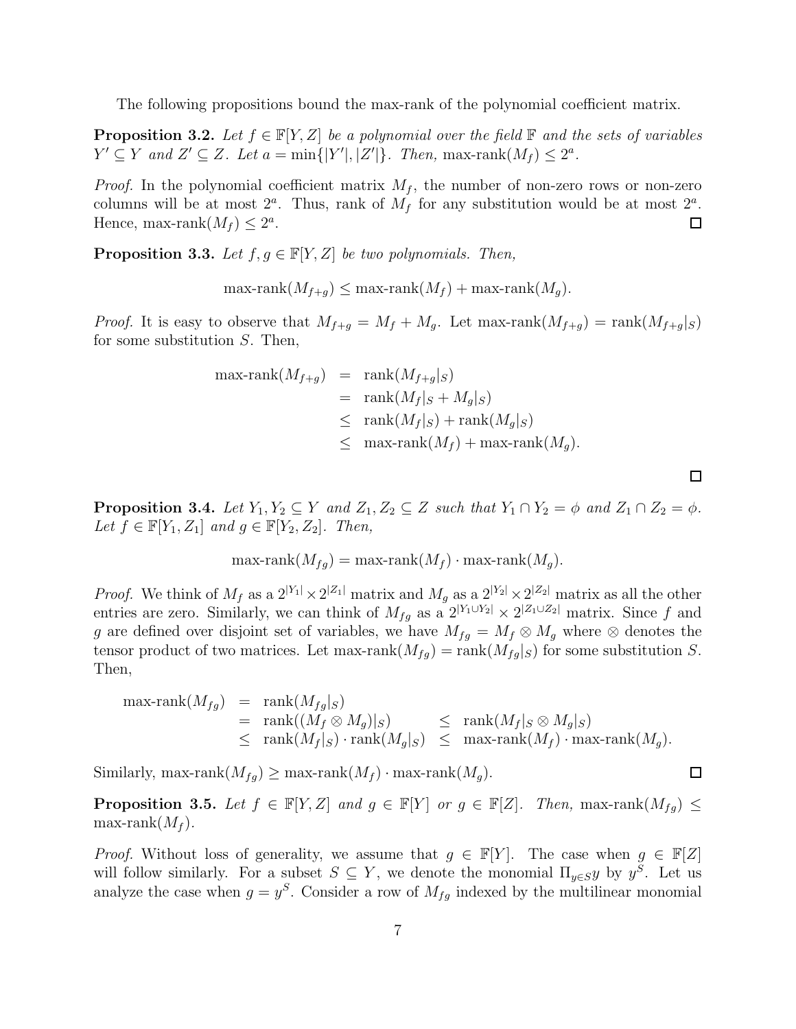The following propositions bound the max-rank of the polynomial coefficient matrix.

**Proposition 3.2.** *Let $f \in \mathbb{F}[Y, Z]$ be a polynomial over the field $\mathbb{F}$ and the sets of variables $Y' \subseteq Y$ and $Z' \subseteq Z$. Let $a = \min\{|Y'|, |Z'|\}$. Then,* $\text{max-rank}(M_f) \leq 2^a$.

*Proof.* In the polynomial coefficient matrix $M_f$, the number of non-zero rows or non-zero columns will be at most $2^a$. Thus, rank of $M_f$ for any substitution would be at most $2^a$. Hence, $\text{max-rank}(M_f) \leq 2^a$. □

**Proposition 3.3.** *Let $f, g \in \mathbb{F}[Y, Z]$ be two polynomials. Then,*

$$\text{max-rank}(M_{f+g}) \leq \text{max-rank}(M_f) + \text{max-rank}(M_g).$$

*Proof.* It is easy to observe that $M_{f+g} = M_f + M_g$. Let $\text{max-rank}(M_{f+g}) = \text{rank}(M_{f+g}|_S)$ for some substitution $S$. Then,

$$\begin{aligned}
\text{max-rank}(M_{f+g}) &= \text{rank}(M_{f+g}|_S) \\
&= \text{rank}(M_f|_S + M_g|_S) \\
&\leq \text{rank}(M_f|_S) + \text{rank}(M_g|_S) \\
&\leq \text{max-rank}(M_f) + \text{max-rank}(M_g).
\end{aligned}$$

□

**Proposition 3.4.** *Let $Y_1, Y_2 \subseteq Y$ and $Z_1, Z_2 \subseteq Z$ such that $Y_1 \cap Y_2 = \phi$ and $Z_1 \cap Z_2 = \phi$. Let $f \in \mathbb{F}[Y_1, Z_1]$ and $g \in \mathbb{F}[Y_2, Z_2]$. Then,*

$$\text{max-rank}(M_{fg}) = \text{max-rank}(M_f) \cdot \text{max-rank}(M_g).$$

*Proof.* We think of $M_f$ as a $2^{|Y_1|} \times 2^{|Z_1|}$ matrix and $M_g$ as a $2^{|Y_2|} \times 2^{|Z_2|}$ matrix as all the other entries are zero. Similarly, we can think of $M_{fg}$ as a $2^{|Y_1 \cup Y_2|} \times 2^{|Z_1 \cup Z_2|}$ matrix. Since $f$ and $g$ are defined over disjoint set of variables, we have $M_{fg} = M_f \otimes M_g$ where $\otimes$ denotes the tensor product of two matrices. Let $\text{max-rank}(M_{fg}) = \text{rank}(M_{fg}|_S)$ for some substitution $S$. Then,

$$\begin{aligned}
\text{max-rank}(M_{fg}) &= \text{rank}(M_{fg}|_S) \\
&= \text{rank}((M_f \otimes M_g)|_S) \quad \leq \text{rank}(M_f|_S \otimes M_g|_S) \\
&\leq \text{rank}(M_f|_S) \cdot \text{rank}(M_g|_S) \quad \leq \text{max-rank}(M_f) \cdot \text{max-rank}(M_g).
\end{aligned}$$

Similarly, $\text{max-rank}(M_{fg}) \geq \text{max-rank}(M_f) \cdot \text{max-rank}(M_g)$. □

**Proposition 3.5.** *Let $f \in \mathbb{F}[Y, Z]$ and $g \in \mathbb{F}[Y]$ or $g \in \mathbb{F}[Z]$. Then,* $\text{max-rank}(M_{fg}) \leq \text{max-rank}(M_f)$.

*Proof.* Without loss of generality, we assume that $g \in \mathbb{F}[Y]$. The case when $g \in \mathbb{F}[Z]$ will follow similarly. For a subset $S \subseteq Y$, we denote the monomial $\Pi_{y \in S} y$ by $y^S$. Let us analyze the case when $g = y^S$. Consider a row of $M_{fg}$ indexed by the multilinear monomial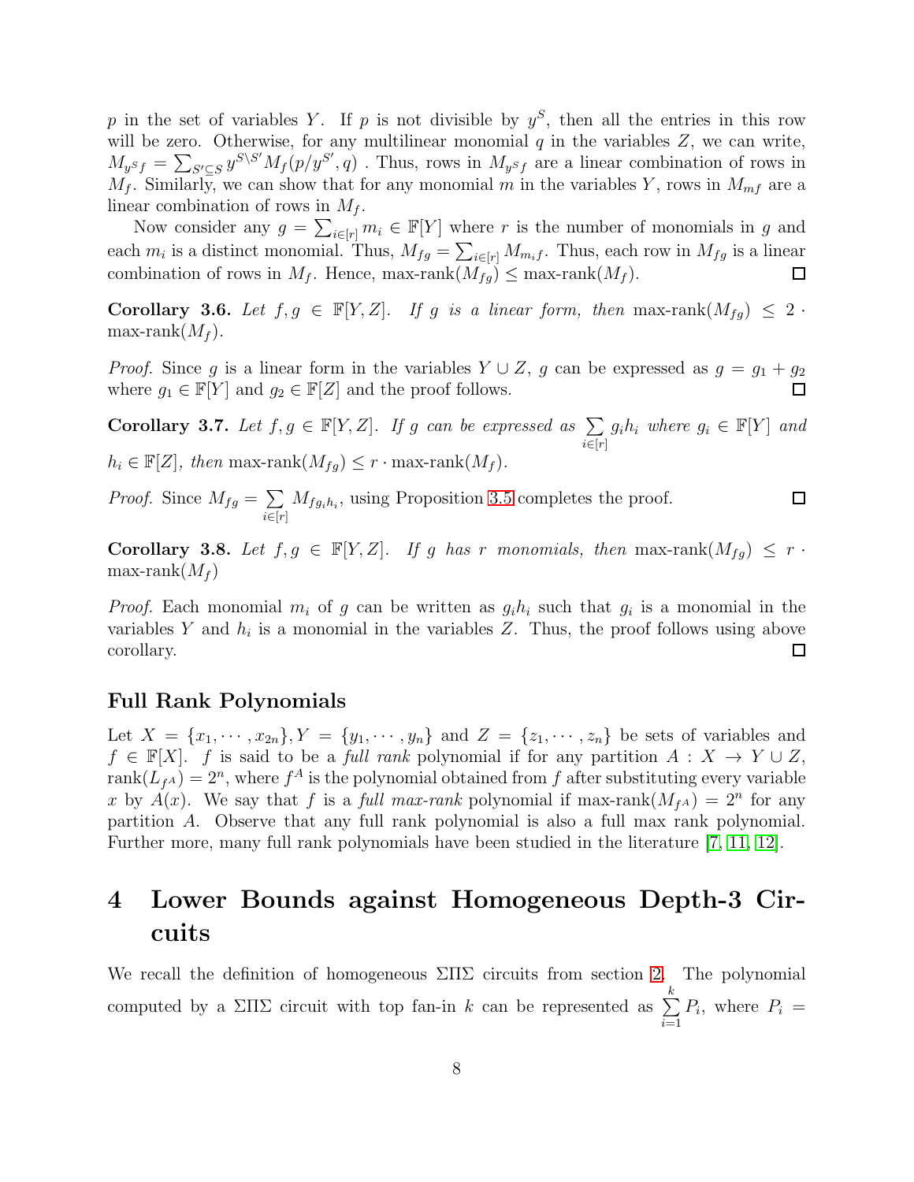$p$ in the set of variables $Y$. If $p$ is not divisible by $y^S$, then all the entries in this row will be zero. Otherwise, for any multilinear monomial $q$ in the variables $Z$, we can write, $M_{y^S f} = \sum_{S' \subseteq S} y^{S \setminus S'} M_f(p/y^{S'}, q)$ . Thus, rows in $M_{y^S f}$ are a linear combination of rows in $M_f$. Similarly, we can show that for any monomial $m$ in the variables $Y$, rows in $M_{mf}$ are a linear combination of rows in $M_f$.

Now consider any $g = \sum_{i \in [r]} m_i \in \mathbb{F}[Y]$ where $r$ is the number of monomials in $g$ and each $m_i$ is a distinct monomial. Thus, $M_{fg} = \sum_{i \in [r]} M_{m_i f}$. Thus, each row in $M_{fg}$ is a linear combination of rows in $M_f$. Hence, max-rank$(M_{fg}) \leq$ max-rank$(M_f)$. □

**Corollary 3.6.** *Let $f, g \in \mathbb{F}[Y, Z]$. If $g$ is a linear form, then* max-rank$(M_{fg}) \leq 2 \cdot$ max-rank$(M_f)$.

*Proof.* Since $g$ is a linear form in the variables $Y \cup Z$, $g$ can be expressed as $g = g_1 + g_2$ where $g_1 \in \mathbb{F}[Y]$ and $g_2 \in \mathbb{F}[Z]$ and the proof follows. □

**Corollary 3.7.** *Let $f, g \in \mathbb{F}[Y, Z]$. If $g$ can be expressed as $\sum\limits_{i \in [r]} g_i h_i$ where $g_i \in \mathbb{F}[Y]$ and $h_i \in \mathbb{F}[Z]$, then* max-rank$(M_{fg}) \leq r \cdot$ max-rank$(M_f)$.

*Proof.* Since $M_{fg} = \sum\limits_{i \in [r]} M_{f g_i h_i}$, using Proposition 3.5 completes the proof. □

**Corollary 3.8.** *Let $f, g \in \mathbb{F}[Y, Z]$. If $g$ has $r$ monomials, then* max-rank$(M_{fg}) \leq r \cdot$ max-rank$(M_f)$

*Proof.* Each monomial $m_i$ of $g$ can be written as $g_i h_i$ such that $g_i$ is a monomial in the variables $Y$ and $h_i$ is a monomial in the variables $Z$. Thus, the proof follows using above corollary. □

### Full Rank Polynomials

Let $X = \{x_1, \cdots, x_{2n}\}, Y = \{y_1, \cdots, y_n\}$ and $Z = \{z_1, \cdots, z_n\}$ be sets of variables and $f \in \mathbb{F}[X]$. $f$ is said to be a *full rank* polynomial if for any partition $A : X \to Y \cup Z$, rank$(L_{f^A}) = 2^n$, where $f^A$ is the polynomial obtained from $f$ after substituting every variable $x$ by $A(x)$. We say that $f$ is a *full max-rank* polynomial if max-rank$(M_{f^A}) = 2^n$ for any partition $A$. Observe that any full rank polynomial is also a full max rank polynomial. Further more, many full rank polynomials have been studied in the literature [7, 11, 12].

# 4 Lower Bounds against Homogeneous Depth-3 Circuits

We recall the definition of homogeneous $\Sigma\Pi\Sigma$ circuits from section 2. The polynomial computed by a $\Sigma\Pi\Sigma$ circuit with top fan-in $k$ can be represented as $\sum\limits_{i=1}^{k} P_i$, where $P_i =$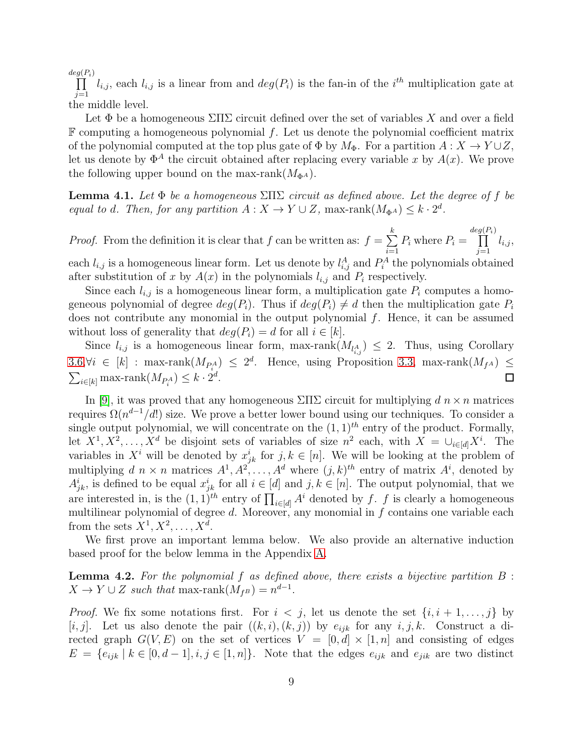$\prod_{j=1}^{deg(P_i)} l_{i,j}$, each $l_{i,j}$ is a linear from and $deg(P_i)$ is the fan-in of the $i^{th}$ multiplication gate at the middle level.

Let $\Phi$ be a homogeneous $\Sigma\Pi\Sigma$ circuit defined over the set of variables $X$ and over a field $\mathbb{F}$ computing a homogeneous polynomial $f$. Let us denote the polynomial coefficient matrix of the polynomial computed at the top plus gate of $\Phi$ by $M_\Phi$. For a partition $A : X \to Y \cup Z$, let us denote by $\Phi^A$ the circuit obtained after replacing every variable $x$ by $A(x)$. We prove the following upper bound on the max-rank$(M_{\Phi^A})$.

**Lemma 4.1.** *Let $\Phi$ be a homogeneous $\Sigma\Pi\Sigma$ circuit as defined above. Let the degree of $f$ be equal to $d$. Then, for any partition $A : X \to Y \cup Z$, max-rank$(M_{\Phi^A}) \leq k \cdot 2^d$.*

*Proof.* From the definition it is clear that $f$ can be written as: $f = \sum_{i=1}^{k} P_i$ where $P_i = \prod_{j=1}^{deg(P_i)} l_{i,j}$, each $l_{i,j}$ is a homogeneous linear form. Let us denote by $l_{i,j}^A$ and $P_i^A$ the polynomials obtained after substitution of $x$ by $A(x)$ in the polynomials $l_{i,j}$ and $P_i$ respectively.

Since each $l_{i,j}$ is a homogeneous linear form, a multiplication gate $P_i$ computes a homogeneous polynomial of degree $deg(P_i)$. Thus if $deg(P_i) \neq d$ then the multiplication gate $P_i$ does not contribute any monomial in the output polynomial $f$. Hence, it can be assumed without loss of generality that $deg(P_i) = d$ for all $i \in [k]$.

Since $l_{i,j}$ is a homogeneous linear form, max-rank$(M_{l_{i,j}^A}) \leq 2$. Thus, using Corollary 3.6 $\forall i \in [k]$ : max-rank$(M_{P_i^A}) \leq 2^d$. Hence, using Proposition 3.3, max-rank$(M_{f^A}) \leq \sum_{i\in[k]}$ max-rank$(M_{P_i^A}) \leq k \cdot 2^d$. ◻

In [9], it was proved that any homogeneous $\Sigma\Pi\Sigma$ circuit for multiplying $d$ $n \times n$ matrices requires $\Omega(n^{d-1}/d!)$ size. We prove a better lower bound using our techniques. To consider a single output polynomial, we will concentrate on the $(1,1)^{th}$ entry of the product. Formally, let $X^1, X^2, \ldots, X^d$ be disjoint sets of variables of size $n^2$ each, with $X = \cup_{i\in[d]} X^i$. The variables in $X^i$ will be denoted by $x_{jk}^i$ for $j,k \in [n]$. We will be looking at the problem of multiplying $d$ $n \times n$ matrices $A^1, A^2, \ldots, A^d$ where $(j,k)^{th}$ entry of matrix $A^i$, denoted by $A_{jk}^i$, is defined to be equal $x_{jk}^i$ for all $i \in [d]$ and $j,k \in [n]$. The output polynomial, that we are interested in, is the $(1,1)^{th}$ entry of $\prod_{i\in[d]} A^i$ denoted by $f$. $f$ is clearly a homogeneous multilinear polynomial of degree $d$. Moreover, any monomial in $f$ contains one variable each from the sets $X^1, X^2, \ldots, X^d$.

We first prove an important lemma below. We also provide an alternative induction based proof for the below lemma in the Appendix A.

**Lemma 4.2.** *For the polynomial $f$ as defined above, there exists a bijective partition $B : X \to Y \cup Z$ such that* max-rank$(M_{f^B}) = n^{d-1}$.

*Proof.* We fix some notations first. For $i < j$, let us denote the set $\{i, i+1, \ldots, j\}$ by $[i,j]$. Let us also denote the pair $((k,i),(k,j))$ by $e_{ijk}$ for any $i,j,k$. Construct a directed graph $G(V,E)$ on the set of vertices $V = [0,d] \times [1,n]$ and consisting of edges $E = \{e_{ijk} \mid k \in [0,d-1], i,j \in [1,n]\}$. Note that the edges $e_{ijk}$ and $e_{jik}$ are two distinct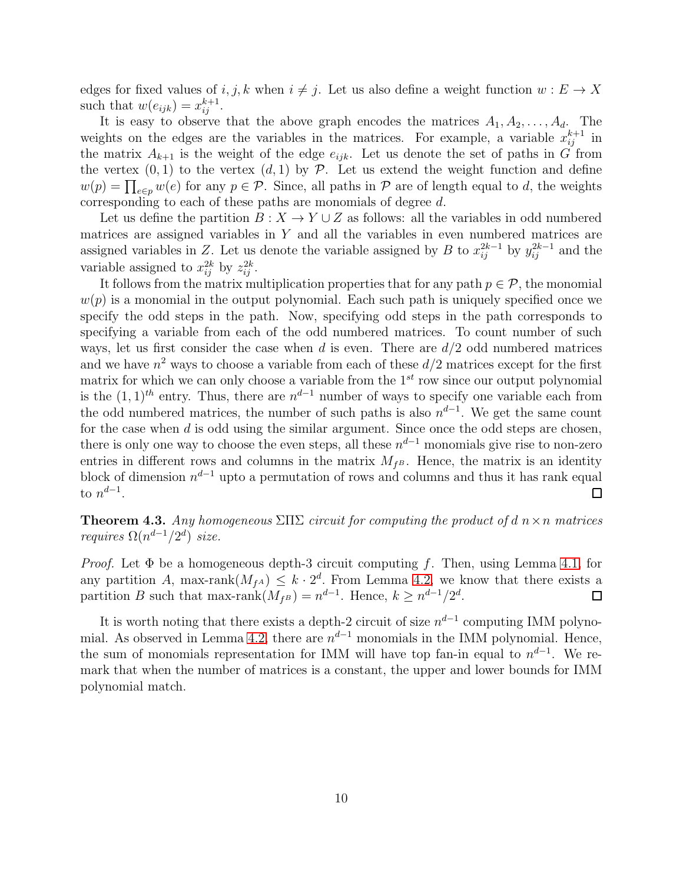edges for fixed values of $i, j, k$ when $i \neq j$. Let us also define a weight function $w : E \to X$ such that $w(e_{ijk}) = x_{ij}^{k+1}$.

It is easy to observe that the above graph encodes the matrices $A_1, A_2, \ldots, A_d$. The weights on the edges are the variables in the matrices. For example, a variable $x_{ij}^{k+1}$ in the matrix $A_{k+1}$ is the weight of the edge $e_{ijk}$. Let us denote the set of paths in $G$ from the vertex $(0, 1)$ to the vertex $(d, 1)$ by $\mathcal{P}$. Let us extend the weight function and define $w(p) = \prod_{e \in p} w(e)$ for any $p \in \mathcal{P}$. Since, all paths in $\mathcal{P}$ are of length equal to $d$, the weights corresponding to each of these paths are monomials of degree $d$.

Let us define the partition $B : X \to Y \cup Z$ as follows: all the variables in odd numbered matrices are assigned variables in $Y$ and all the variables in even numbered matrices are assigned variables in $Z$. Let us denote the variable assigned by $B$ to $x_{ij}^{2k-1}$ by $y_{ij}^{2k-1}$ and the variable assigned to $x_{ij}^{2k}$ by $z_{ij}^{2k}$.

It follows from the matrix multiplication properties that for any path $p \in \mathcal{P}$, the monomial $w(p)$ is a monomial in the output polynomial. Each such path is uniquely specified once we specify the odd steps in the path. Now, specifying odd steps in the path corresponds to specifying a variable from each of the odd numbered matrices. To count number of such ways, let us first consider the case when $d$ is even. There are $d/2$ odd numbered matrices and we have $n^2$ ways to choose a variable from each of these $d/2$ matrices except for the first matrix for which we can only choose a variable from the $1^{st}$ row since our output polynomial is the $(1, 1)^{th}$ entry. Thus, there are $n^{d-1}$ number of ways to specify one variable each from the odd numbered matrices, the number of such paths is also $n^{d-1}$. We get the same count for the case when $d$ is odd using the similar argument. Since once the odd steps are chosen, there is only one way to choose the even steps, all these $n^{d-1}$ monomials give rise to non-zero entries in different rows and columns in the matrix $M_{f^B}$. Hence, the matrix is an identity block of dimension $n^{d-1}$ upto a permutation of rows and columns and thus it has rank equal to $n^{d-1}$. ☐

**Theorem 4.3.** *Any homogeneous* $\Sigma\Pi\Sigma$ *circuit for computing the product of* $d$ $n \times n$ *matrices requires* $\Omega(n^{d-1}/2^d)$ *size.*

*Proof.* Let $\Phi$ be a homogeneous depth-3 circuit computing $f$. Then, using Lemma 4.1, for any partition $A$, $\text{max-rank}(M_{f^A}) \leq k \cdot 2^d$. From Lemma 4.2, we know that there exists a partition $B$ such that $\text{max-rank}(M_{f^B}) = n^{d-1}$. Hence, $k \geq n^{d-1}/2^d$. ☐

It is worth noting that there exists a depth-2 circuit of size $n^{d-1}$ computing IMM polynomial. As observed in Lemma 4.2, there are $n^{d-1}$ monomials in the IMM polynomial. Hence, the sum of monomials representation for IMM will have top fan-in equal to $n^{d-1}$. We remark that when the number of matrices is a constant, the upper and lower bounds for IMM polynomial match.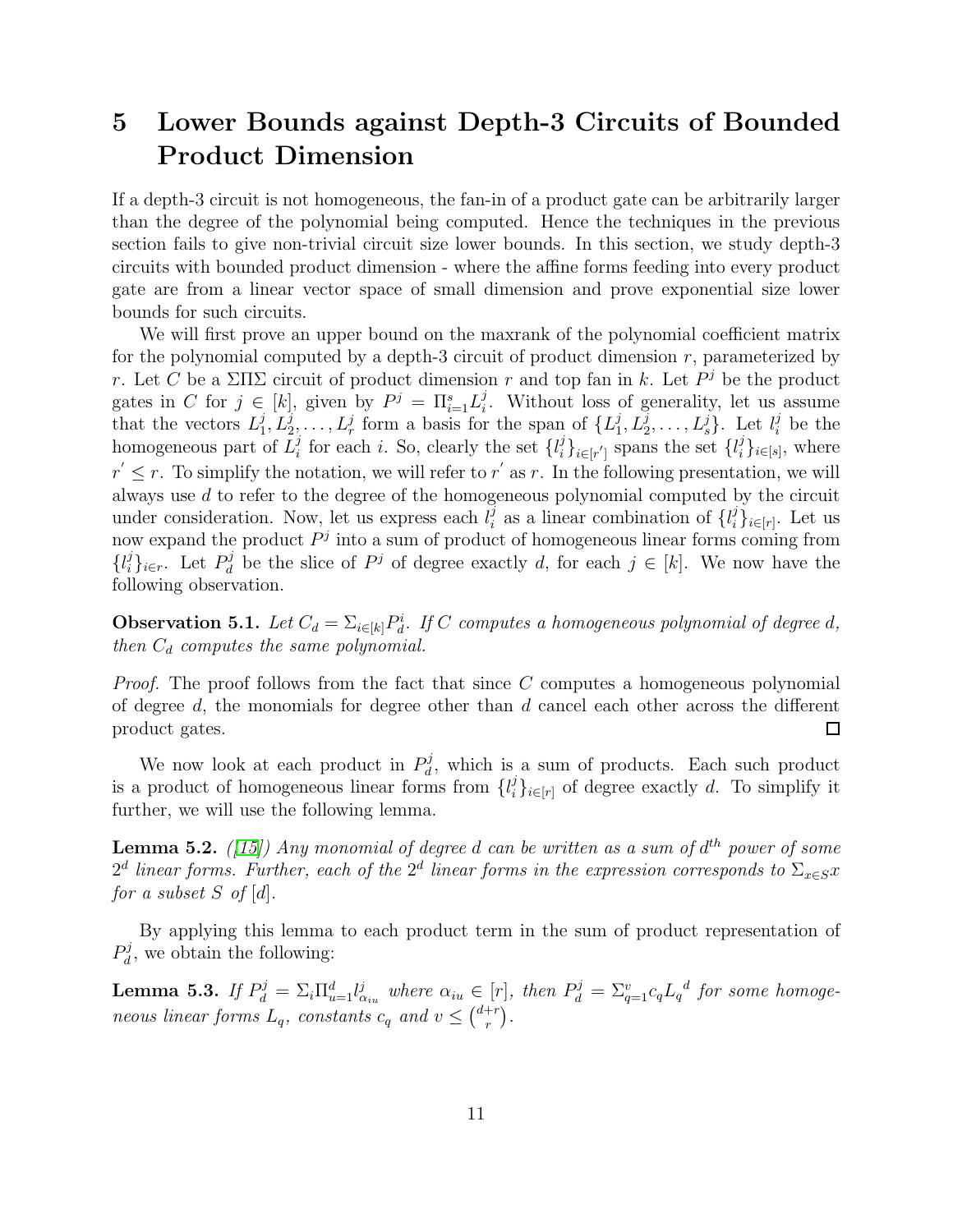# 5 Lower Bounds against Depth-3 Circuits of Bounded Product Dimension

If a depth-3 circuit is not homogeneous, the fan-in of a product gate can be arbitrarily larger than the degree of the polynomial being computed. Hence the techniques in the previous section fails to give non-trivial circuit size lower bounds. In this section, we study depth-3 circuits with bounded product dimension - where the affine forms feeding into every product gate are from a linear vector space of small dimension and prove exponential size lower bounds for such circuits.

We will first prove an upper bound on the maxrank of the polynomial coefficient matrix for the polynomial computed by a depth-3 circuit of product dimension $r$, parameterized by $r$. Let $C$ be a $\Sigma\Pi\Sigma$ circuit of product dimension $r$ and top fan in $k$. Let $P^j$ be the product gates in $C$ for $j \in [k]$, given by $P^j = \Pi_{i=1}^{s} L_i^j$. Without loss of generality, let us assume that the vectors $L_1^j, L_2^j, \ldots, L_r^j$ form a basis for the span of $\{L_1^j, L_2^j, \ldots, L_s^j\}$. Let $l_i^j$ be the homogeneous part of $L_i^j$ for each $i$. So, clearly the set $\{l_i^j\}_{i\in[r']}$ spans the set $\{l_i^j\}_{i\in[s]}$, where $r' \leq r$. To simplify the notation, we will refer to $r'$ as $r$. In the following presentation, we will always use $d$ to refer to the degree of the homogeneous polynomial computed by the circuit under consideration. Now, let us express each $l_i^j$ as a linear combination of $\{l_i^j\}_{i\in[r]}$. Let us now expand the product $P^j$ into a sum of product of homogeneous linear forms coming from $\{l_i^j\}_{i\in r}$. Let $P_d^j$ be the slice of $P^j$ of degree exactly $d$, for each $j \in [k]$. We now have the following observation.

**Observation 5.1.** *Let $C_d = \Sigma_{i\in[k]} P_d^i$. If $C$ computes a homogeneous polynomial of degree $d$, then $C_d$ computes the same polynomial.*

*Proof.* The proof follows from the fact that since $C$ computes a homogeneous polynomial of degree $d$, the monomials for degree other than $d$ cancel each other across the different product gates. ☐

We now look at each product in $P_d^j$, which is a sum of products. Each such product is a product of homogeneous linear forms from $\{l_i^j\}_{i\in[r]}$ of degree exactly $d$. To simplify it further, we will use the following lemma.

**Lemma 5.2.** *([15]) Any monomial of degree $d$ can be written as a sum of $d^{th}$ power of some $2^d$ linear forms. Further, each of the $2^d$ linear forms in the expression corresponds to $\Sigma_{x\in S} x$ for a subset $S$ of $[d]$.*

By applying this lemma to each product term in the sum of product representation of $P_d^j$, we obtain the following:

**Lemma 5.3.** *If $P_d^j = \Sigma_i \Pi_{u=1}^{d} l_{\alpha_{iu}}^j$ where $\alpha_{iu} \in [r]$, then $P_d^j = \Sigma_{q=1}^{v} c_q {L_q}^d$ for some homogeneous linear forms $L_q$, constants $c_q$ and $v \leq \binom{d+r}{r}$.*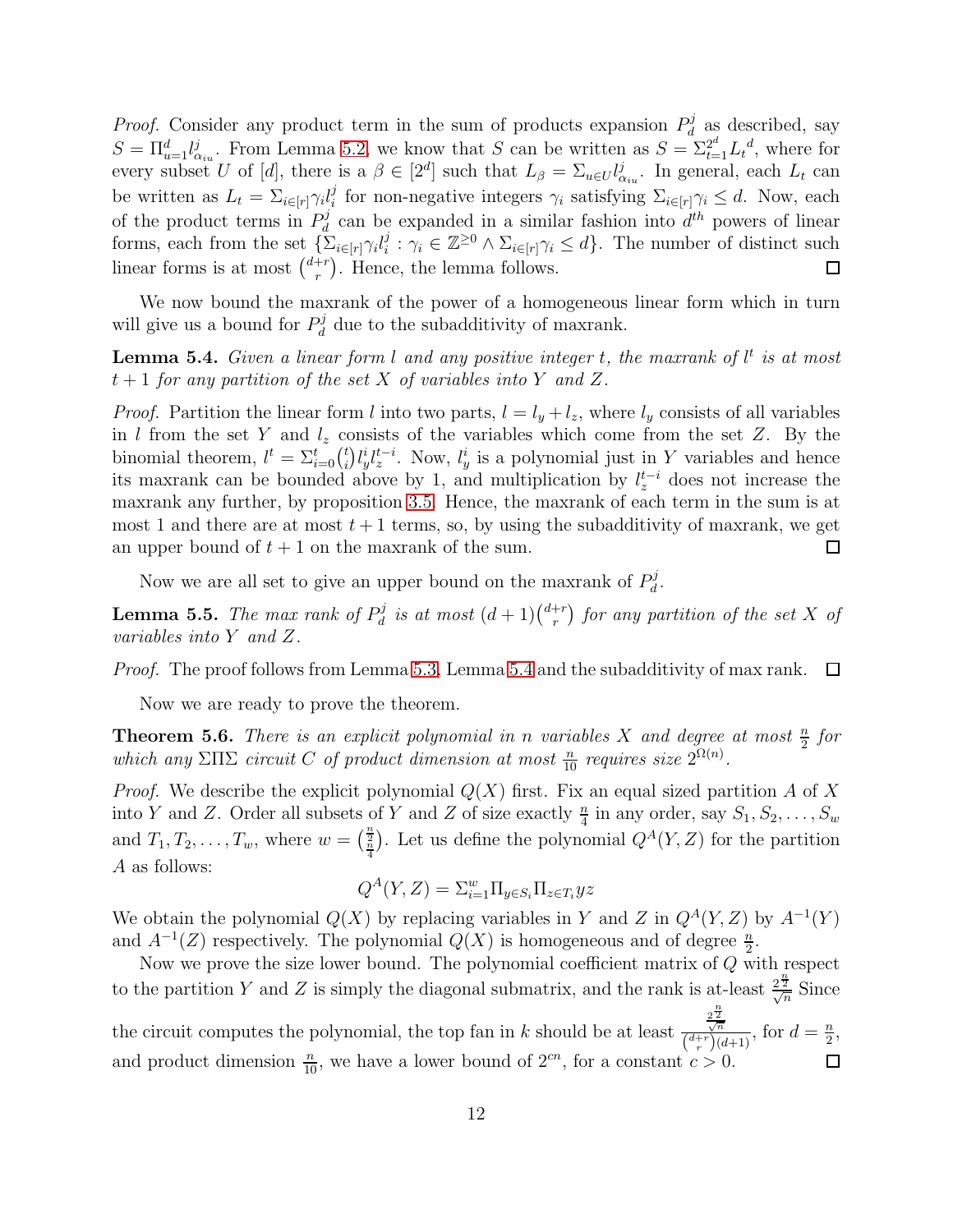*Proof.* Consider any product term in the sum of products expansion $P_d^j$ as described, say $S = \Pi_{u=1}^{d} l_{\alpha_{iu}}^j$. From Lemma 5.2, we know that $S$ can be written as $S = \Sigma_{t=1}^{2^d} {L_t}^d$, where for every subset $U$ of $[d]$, there is a $\beta \in [2^d]$ such that $L_\beta = \Sigma_{u \in U} l_{\alpha_{iu}}^j$. In general, each $L_t$ can be written as $L_t = \Sigma_{i \in [r]} \gamma_i l_i^j$ for non-negative integers $\gamma_i$ satisfying $\Sigma_{i \in [r]} \gamma_i \leq d$. Now, each of the product terms in $P_d^j$ can be expanded in a similar fashion into $d^{th}$ powers of linear forms, each from the set $\{\Sigma_{i \in [r]} \gamma_i l_i^j : \gamma_i \in \mathbb{Z}^{\geq 0} \wedge \Sigma_{i \in [r]} \gamma_i \leq d\}$. The number of distinct such linear forms is at most $\binom{d+r}{r}$. Hence, the lemma follows. ◻

We now bound the maxrank of the power of a homogeneous linear form which in turn will give us a bound for $P_d^j$ due to the subadditivity of maxrank.

**Lemma 5.4.** *Given a linear form $l$ and any positive integer $t$, the maxrank of $l^t$ is at most $t+1$ for any partition of the set $X$ of variables into $Y$ and $Z$.*

*Proof.* Partition the linear form $l$ into two parts, $l = l_y + l_z$, where $l_y$ consists of all variables in $l$ from the set $Y$ and $l_z$ consists of the variables which come from the set $Z$. By the binomial theorem, $l^t = \Sigma_{i=0}^{t} \binom{t}{i} l_y^i l_z^{t-i}$. Now, $l_y^i$ is a polynomial just in $Y$ variables and hence its maxrank can be bounded above by 1, and multiplication by $l_z^{t-i}$ does not increase the maxrank any further, by proposition 3.5. Hence, the maxrank of each term in the sum is at most 1 and there are at most $t+1$ terms, so, by using the subadditivity of maxrank, we get an upper bound of $t+1$ on the maxrank of the sum. ◻

Now we are all set to give an upper bound on the maxrank of $P_d^j$.

**Lemma 5.5.** *The max rank of $P_d^j$ is at most $(d+1)\binom{d+r}{r}$ for any partition of the set $X$ of variables into $Y$ and $Z$.*

*Proof.* The proof follows from Lemma 5.3, Lemma 5.4 and the subadditivity of max rank. ◻

Now we are ready to prove the theorem.

**Theorem 5.6.** *There is an explicit polynomial in $n$ variables $X$ and degree at most $\frac{n}{2}$ for which any $\Sigma\Pi\Sigma$ circuit $C$ of product dimension at most $\frac{n}{10}$ requires size $2^{\Omega(n)}$.*

*Proof.* We describe the explicit polynomial $Q(X)$ first. Fix an equal sized partition $A$ of $X$ into $Y$ and $Z$. Order all subsets of $Y$ and $Z$ of size exactly $\frac{n}{4}$ in any order, say $S_1, S_2, \ldots, S_w$ and $T_1, T_2, \ldots, T_w$, where $w = \binom{\frac{n}{2}}{\frac{n}{4}}$. Let us define the polynomial $Q^A(Y,Z)$ for the partition $A$ as follows:

$$Q^A(Y,Z) = \Sigma_{i=1}^{w} \Pi_{y \in S_i} \Pi_{z \in T_i} yz$$

We obtain the polynomial $Q(X)$ by replacing variables in $Y$ and $Z$ in $Q^A(Y,Z)$ by $A^{-1}(Y)$ and $A^{-1}(Z)$ respectively. The polynomial $Q(X)$ is homogeneous and of degree $\frac{n}{2}$.

Now we prove the size lower bound. The polynomial coefficient matrix of $Q$ with respect to the partition $Y$ and $Z$ is simply the diagonal submatrix, and the rank is at-least $\frac{2^{\frac{n}{2}}}{\sqrt{n}}$ Since the circuit computes the polynomial, the top fan in $k$ should be at least $\frac{\frac{2^{\frac{n}{2}}}{\sqrt{n}}}{\binom{d+r}{r}(d+1)}$, for $d = \frac{n}{2}$, and product dimension $\frac{n}{10}$, we have a lower bound of $2^{cn}$, for a constant $c > 0$. ◻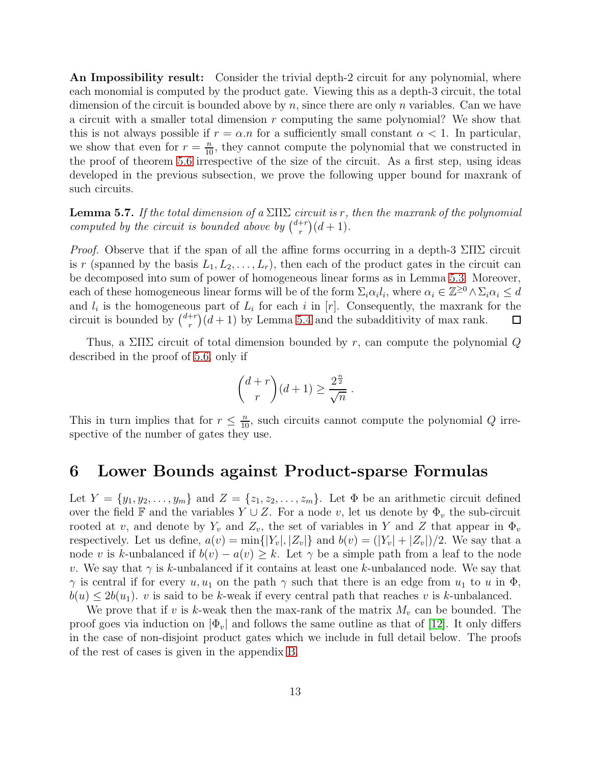**An Impossibility result:** Consider the trivial depth-2 circuit for any polynomial, where each monomial is computed by the product gate. Viewing this as a depth-3 circuit, the total dimension of the circuit is bounded above by $n$, since there are only $n$ variables. Can we have a circuit with a smaller total dimension $r$ computing the same polynomial? We show that this is not always possible if $r = \alpha.n$ for a sufficiently small constant $\alpha < 1$. In particular, we show that even for $r = \frac{n}{10}$, they cannot compute the polynomial that we constructed in the proof of theorem 5.6 irrespective of the size of the circuit. As a first step, using ideas developed in the previous subsection, we prove the following upper bound for maxrank of such circuits.

**Lemma 5.7.** *If the total dimension of a $\Sigma\Pi\Sigma$ circuit is $r$, then the maxrank of the polynomial computed by the circuit is bounded above by $\binom{d+r}{r}(d+1)$.*

*Proof.* Observe that if the span of all the affine forms occurring in a depth-3 $\Sigma\Pi\Sigma$ circuit is $r$ (spanned by the basis $L_1, L_2, \ldots, L_r$), then each of the product gates in the circuit can be decomposed into sum of power of homogeneous linear forms as in Lemma 5.3. Moreover, each of these homogeneous linear forms will be of the form $\Sigma_i \alpha_i l_i$, where $\alpha_i \in \mathbb{Z}^{\geq 0} \wedge \Sigma_i \alpha_i \leq d$ and $l_i$ is the homogeneous part of $L_i$ for each $i$ in $[r]$. Consequently, the maxrank for the circuit is bounded by $\binom{d+r}{r}(d+1)$ by Lemma 5.4 and the subadditivity of max rank. ◻

Thus, a $\Sigma\Pi\Sigma$ circuit of total dimension bounded by $r$, can compute the polynomial $Q$ described in the proof of 5.6, only if

$$\binom{d+r}{r}(d+1) \geq \frac{2^{\frac{n}{2}}}{\sqrt{n}} \,.$$

This in turn implies that for $r \leq \frac{n}{10}$, such circuits cannot compute the polynomial $Q$ irrespective of the number of gates they use.

# 6 Lower Bounds against Product-sparse Formulas

Let $Y = \{y_1, y_2, \ldots, y_m\}$ and $Z = \{z_1, z_2, \ldots, z_m\}$. Let $\Phi$ be an arithmetic circuit defined over the field $\mathbb{F}$ and the variables $Y \cup Z$. For a node $v$, let us denote by $\Phi_v$ the sub-circuit rooted at $v$, and denote by $Y_v$ and $Z_v$, the set of variables in $Y$ and $Z$ that appear in $\Phi_v$ respectively. Let us define, $a(v) = \min\{|Y_v|, |Z_v|\}$ and $b(v) = (|Y_v| + |Z_v|)/2$. We say that a node $v$ is $k$-unbalanced if $b(v) - a(v) \geq k$. Let $\gamma$ be a simple path from a leaf to the node $v$. We say that $\gamma$ is $k$-unbalanced if it contains at least one $k$-unbalanced node. We say that $\gamma$ is central if for every $u, u_1$ on the path $\gamma$ such that there is an edge from $u_1$ to $u$ in $\Phi$, $b(u) \leq 2b(u_1)$. $v$ is said to be $k$-weak if every central path that reaches $v$ is $k$-unbalanced.

We prove that if $v$ is $k$-weak then the max-rank of the matrix $M_v$ can be bounded. The proof goes via induction on $|\Phi_v|$ and follows the same outline as that of [12]. It only differs in the case of non-disjoint product gates which we include in full detail below. The proofs of the rest of cases is given in the appendix B.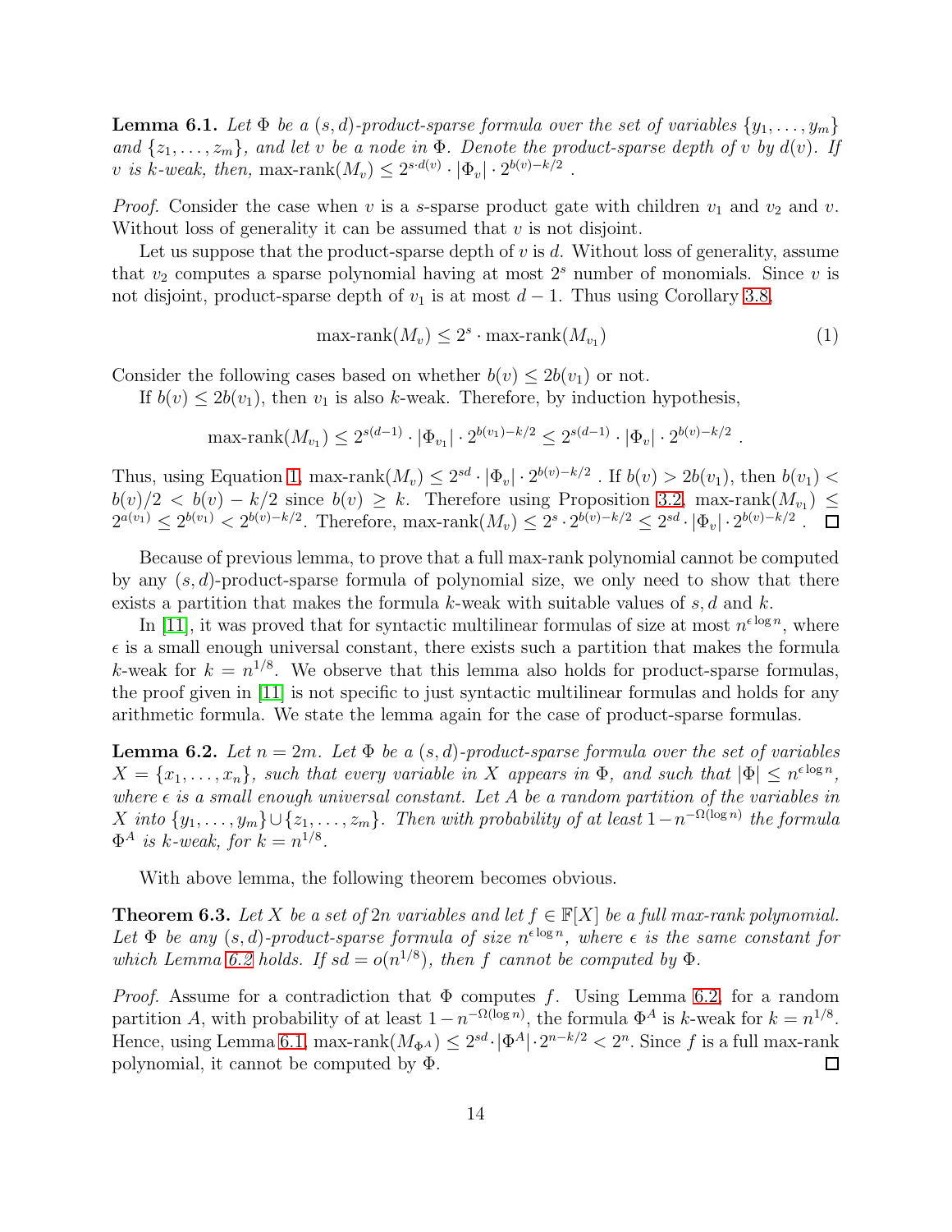**Lemma 6.1.** *Let $\Phi$ be a $(s,d)$-product-sparse formula over the set of variables $\{y_1,\ldots,y_m\}$ and $\{z_1,\ldots,z_m\}$, and let $v$ be a node in $\Phi$. Denote the product-sparse depth of $v$ by $d(v)$. If $v$ is $k$-weak, then,* $\text{max-rank}(M_v) \leq 2^{s\cdot d(v)} \cdot |\Phi_v| \cdot 2^{b(v)-k/2}$ .

*Proof.* Consider the case when $v$ is a $s$-sparse product gate with children $v_1$ and $v_2$ and $v$. Without loss of generality it can be assumed that $v$ is not disjoint.

Let us suppose that the product-sparse depth of $v$ is $d$. Without loss of generality, assume that $v_2$ computes a sparse polynomial having at most $2^s$ number of monomials. Since $v$ is not disjoint, product-sparse depth of $v_1$ is at most $d-1$. Thus using Corollary 3.8,

$$\text{max-rank}(M_v) \leq 2^s \cdot \text{max-rank}(M_{v_1}) \tag{1}$$

Consider the following cases based on whether $b(v) \leq 2b(v_1)$ or not.

If $b(v) \leq 2b(v_1)$, then $v_1$ is also $k$-weak. Therefore, by induction hypothesis,

$$\text{max-rank}(M_{v_1}) \leq 2^{s(d-1)} \cdot |\Phi_{v_1}| \cdot 2^{b(v_1)-k/2} \leq 2^{s(d-1)} \cdot |\Phi_v| \cdot 2^{b(v)-k/2} .$$

Thus, using Equation 1, $\text{max-rank}(M_v) \leq 2^{sd} \cdot |\Phi_v| \cdot 2^{b(v)-k/2}$ . If $b(v) > 2b(v_1)$, then $b(v_1) < b(v)/2 < b(v) - k/2$ since $b(v) \geq k$. Therefore using Proposition 3.2, $\text{max-rank}(M_{v_1}) \leq 2^{a(v_1)} \leq 2^{b(v_1)} < 2^{b(v)-k/2}$. Therefore, $\text{max-rank}(M_v) \leq 2^s \cdot 2^{b(v)-k/2} \leq 2^{sd} \cdot |\Phi_v| \cdot 2^{b(v)-k/2}$ . ◻

Because of previous lemma, to prove that a full max-rank polynomial cannot be computed by any $(s,d)$-product-sparse formula of polynomial size, we only need to show that there exists a partition that makes the formula $k$-weak with suitable values of $s, d$ and $k$.

In [11], it was proved that for syntactic multilinear formulas of size at most $n^{\epsilon \log n}$, where $\epsilon$ is a small enough universal constant, there exists such a partition that makes the formula $k$-weak for $k = n^{1/8}$. We observe that this lemma also holds for product-sparse formulas, the proof given in [11] is not specific to just syntactic multilinear formulas and holds for any arithmetic formula. We state the lemma again for the case of product-sparse formulas.

**Lemma 6.2.** *Let $n = 2m$. Let $\Phi$ be a $(s,d)$-product-sparse formula over the set of variables $X = \{x_1,\ldots,x_n\}$, such that every variable in $X$ appears in $\Phi$, and such that $|\Phi| \leq n^{\epsilon \log n}$, where $\epsilon$ is a small enough universal constant. Let $A$ be a random partition of the variables in $X$ into $\{y_1,\ldots,y_m\} \cup \{z_1,\ldots,z_m\}$. Then with probability of at least $1 - n^{-\Omega(\log n)}$ the formula $\Phi^A$ is $k$-weak, for $k = n^{1/8}$.*

With above lemma, the following theorem becomes obvious.

**Theorem 6.3.** *Let $X$ be a set of $2n$ variables and let $f \in \mathbb{F}[X]$ be a full max-rank polynomial. Let $\Phi$ be any $(s,d)$-product-sparse formula of size $n^{\epsilon \log n}$, where $\epsilon$ is the same constant for which Lemma 6.2 holds. If $sd = o(n^{1/8})$, then $f$ cannot be computed by $\Phi$.*

*Proof.* Assume for a contradiction that $\Phi$ computes $f$. Using Lemma 6.2, for a random partition $A$, with probability of at least $1 - n^{-\Omega(\log n)}$, the formula $\Phi^A$ is $k$-weak for $k = n^{1/8}$. Hence, using Lemma 6.1, $\text{max-rank}(M_{\Phi^A}) \leq 2^{sd} \cdot |\Phi^A| \cdot 2^{n-k/2} < 2^n$. Since $f$ is a full max-rank polynomial, it cannot be computed by $\Phi$. ◻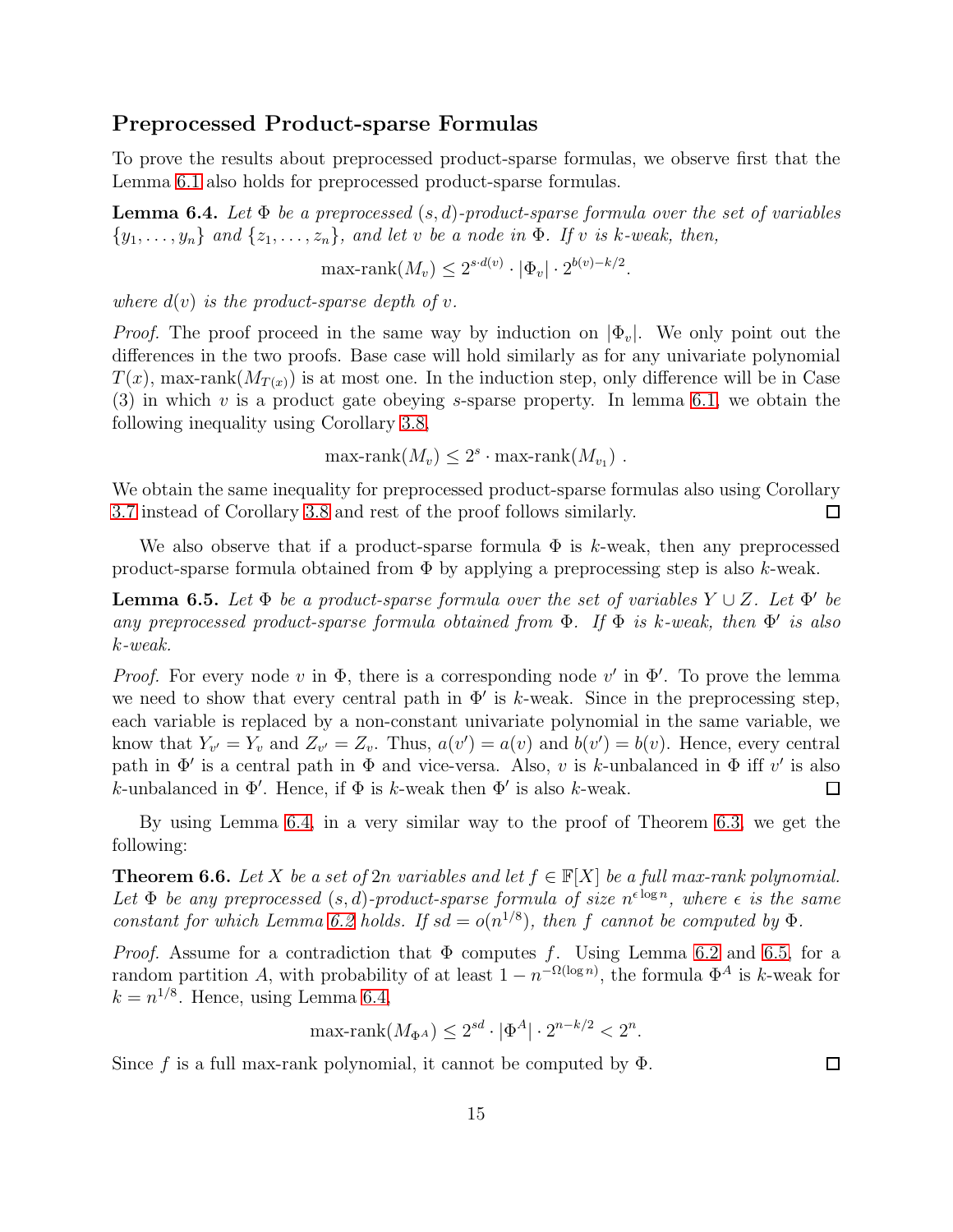### Preprocessed Product-sparse Formulas

To prove the results about preprocessed product-sparse formulas, we observe first that the Lemma 6.1 also holds for preprocessed product-sparse formulas.

**Lemma 6.4.** *Let $\Phi$ be a preprocessed $(s, d)$-product-sparse formula over the set of variables $\{y_1, \ldots, y_n\}$ and $\{z_1, \ldots, z_n\}$, and let $v$ be a node in $\Phi$. If $v$ is $k$-weak, then,*

$$\text{max-rank}(M_v) \leq 2^{s \cdot d(v)} \cdot |\Phi_v| \cdot 2^{b(v) - k/2}.$$

*where $d(v)$ is the product-sparse depth of $v$.*

*Proof.* The proof proceed in the same way by induction on $|\Phi_v|$. We only point out the differences in the two proofs. Base case will hold similarly as for any univariate polynomial $T(x)$, $\text{max-rank}(M_{T(x)})$ is at most one. In the induction step, only difference will be in Case (3) in which $v$ is a product gate obeying $s$-sparse property. In lemma 6.1, we obtain the following inequality using Corollary 3.8,

$$\text{max-rank}(M_v) \leq 2^s \cdot \text{max-rank}(M_{v_1}) \ .$$

We obtain the same inequality for preprocessed product-sparse formulas also using Corollary 3.7 instead of Corollary 3.8 and rest of the proof follows similarly. ◻

We also observe that if a product-sparse formula $\Phi$ is $k$-weak, then any preprocessed product-sparse formula obtained from $\Phi$ by applying a preprocessing step is also $k$-weak.

**Lemma 6.5.** *Let $\Phi$ be a product-sparse formula over the set of variables $Y \cup Z$. Let $\Phi'$ be any preprocessed product-sparse formula obtained from $\Phi$. If $\Phi$ is $k$-weak, then $\Phi'$ is also $k$-weak.*

*Proof.* For every node $v$ in $\Phi$, there is a corresponding node $v'$ in $\Phi'$. To prove the lemma we need to show that every central path in $\Phi'$ is $k$-weak. Since in the preprocessing step, each variable is replaced by a non-constant univariate polynomial in the same variable, we know that $Y_{v'} = Y_v$ and $Z_{v'} = Z_v$. Thus, $a(v') = a(v)$ and $b(v') = b(v)$. Hence, every central path in $\Phi'$ is a central path in $\Phi$ and vice-versa. Also, $v$ is $k$-unbalanced in $\Phi$ iff $v'$ is also $k$-unbalanced in $\Phi'$. Hence, if $\Phi$ is $k$-weak then $\Phi'$ is also $k$-weak. ◻

By using Lemma 6.4, in a very similar way to the proof of Theorem 6.3, we get the following:

**Theorem 6.6.** *Let $X$ be a set of $2n$ variables and let $f \in \mathbb{F}[X]$ be a full max-rank polynomial. Let $\Phi$ be any preprocessed $(s, d)$-product-sparse formula of size $n^{\epsilon \log n}$, where $\epsilon$ is the same constant for which Lemma 6.2 holds. If $sd = o(n^{1/8})$, then $f$ cannot be computed by $\Phi$.*

*Proof.* Assume for a contradiction that $\Phi$ computes $f$. Using Lemma 6.2 and 6.5, for a random partition $A$, with probability of at least $1 - n^{-\Omega(\log n)}$, the formula $\Phi^A$ is $k$-weak for $k = n^{1/8}$. Hence, using Lemma 6.4,

$$\text{max-rank}(M_{\Phi^A}) \leq 2^{sd} \cdot |\Phi^A| \cdot 2^{n - k/2} < 2^n.$$

Since $f$ is a full max-rank polynomial, it cannot be computed by $\Phi$. ◻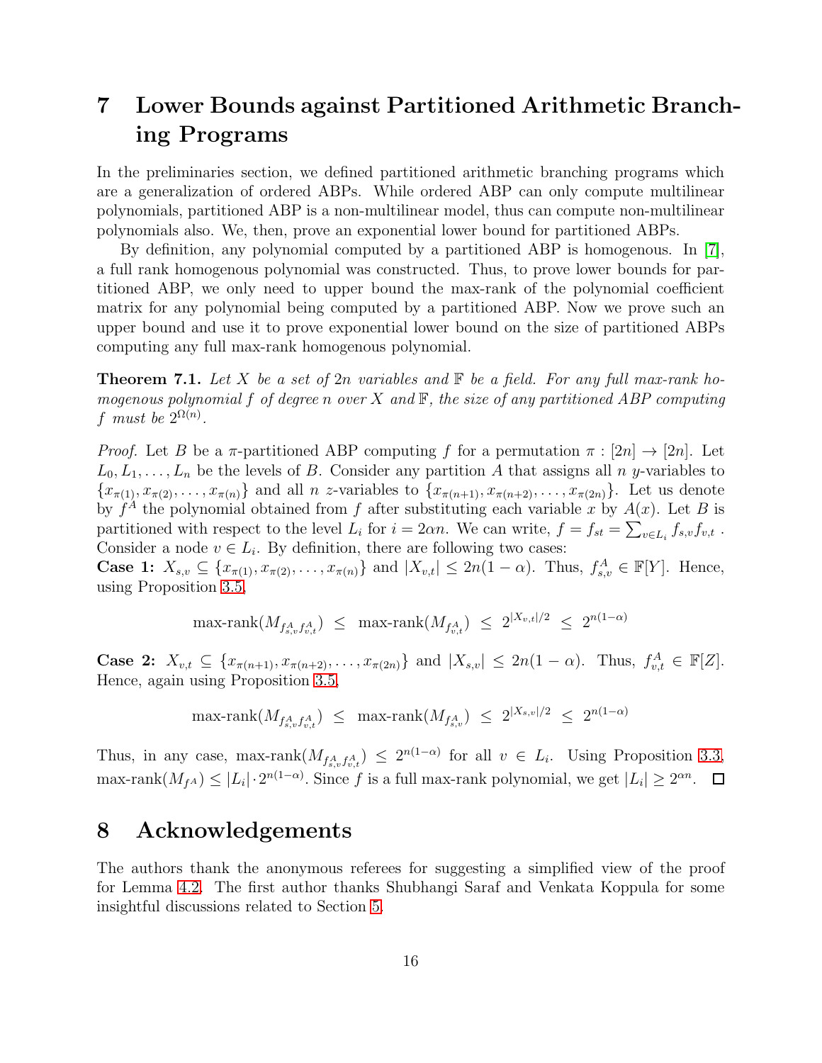# 7 Lower Bounds against Partitioned Arithmetic Branching Programs

In the preliminaries section, we defined partitioned arithmetic branching programs which are a generalization of ordered ABPs. While ordered ABP can only compute multilinear polynomials, partitioned ABP is a non-multilinear model, thus can compute non-multilinear polynomials also. We, then, prove an exponential lower bound for partitioned ABPs.

By definition, any polynomial computed by a partitioned ABP is homogenous. In [7], a full rank homogenous polynomial was constructed. Thus, to prove lower bounds for partitioned ABP, we only need to upper bound the max-rank of the polynomial coefficient matrix for any polynomial being computed by a partitioned ABP. Now we prove such an upper bound and use it to prove exponential lower bound on the size of partitioned ABPs computing any full max-rank homogenous polynomial.

**Theorem 7.1.** *Let $X$ be a set of $2n$ variables and $\mathbb{F}$ be a field. For any full max-rank homogenous polynomial $f$ of degree $n$ over $X$ and $\mathbb{F}$, the size of any partitioned ABP computing $f$ must be $2^{\Omega(n)}$.*

*Proof.* Let $B$ be a $\pi$-partitioned ABP computing $f$ for a permutation $\pi : [2n] \to [2n]$. Let $L_0, L_1, \ldots, L_n$ be the levels of $B$. Consider any partition $A$ that assigns all $n$ $y$-variables to $\{x_{\pi(1)}, x_{\pi(2)}, \ldots, x_{\pi(n)}\}$ and all $n$ $z$-variables to $\{x_{\pi(n+1)}, x_{\pi(n+2)}, \ldots, x_{\pi(2n)}\}$. Let us denote by $f^A$ the polynomial obtained from $f$ after substituting each variable $x$ by $A(x)$. Let $B$ is partitioned with respect to the level $L_i$ for $i = 2\alpha n$. We can write, $f = f_{st} = \sum_{v \in L_i} f_{s,v} f_{v,t}$. Consider a node $v \in L_i$. By definition, there are following two cases:

**Case 1:** $X_{s,v} \subseteq \{x_{\pi(1)}, x_{\pi(2)}, \ldots, x_{\pi(n)}\}$ and $|X_{v,t}| \leq 2n(1-\alpha)$. Thus, $f^A_{s,v} \in \mathbb{F}[Y]$. Hence, using Proposition 3.5,

$$\text{max-rank}(M_{f^A_{s,v} f^A_{v,t}}) \;\leq\; \text{max-rank}(M_{f^A_{v,t}}) \;\leq\; 2^{|X_{v,t}|/2} \;\leq\; 2^{n(1-\alpha)}$$

**Case 2:** $X_{v,t} \subseteq \{x_{\pi(n+1)}, x_{\pi(n+2)}, \ldots, x_{\pi(2n)}\}$ and $|X_{s,v}| \leq 2n(1-\alpha)$. Thus, $f^A_{v,t} \in \mathbb{F}[Z]$. Hence, again using Proposition 3.5,

$$\text{max-rank}(M_{f^A_{s,v} f^A_{v,t}}) \;\leq\; \text{max-rank}(M_{f^A_{s,v}}) \;\leq\; 2^{|X_{s,v}|/2} \;\leq\; 2^{n(1-\alpha)}$$

Thus, in any case, $\text{max-rank}(M_{f^A_{s,v} f^A_{v,t}}) \leq 2^{n(1-\alpha)}$ for all $v \in L_i$. Using Proposition 3.3, $\text{max-rank}(M_{f^A}) \leq |L_i| \cdot 2^{n(1-\alpha)}$. Since $f$ is a full max-rank polynomial, we get $|L_i| \geq 2^{\alpha n}$. $\square$

# 8 Acknowledgements

The authors thank the anonymous referees for suggesting a simplified view of the proof for Lemma 4.2. The first author thanks Shubhangi Saraf and Venkata Koppula for some insightful discussions related to Section 5.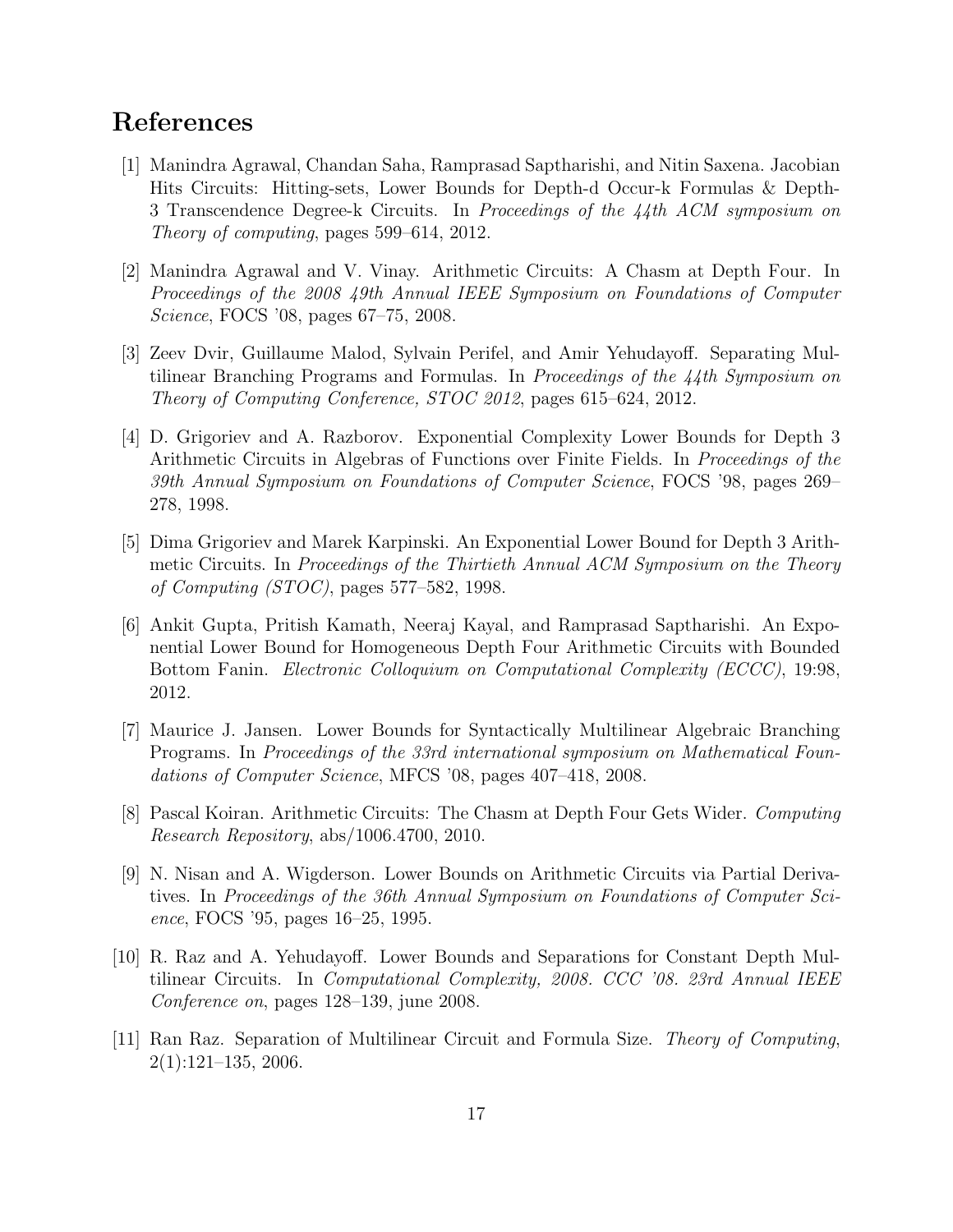## References

[1] Manindra Agrawal, Chandan Saha, Ramprasad Saptharishi, and Nitin Saxena. Jacobian Hits Circuits: Hitting-sets, Lower Bounds for Depth-d Occur-k Formulas & Depth-3 Transcendence Degree-k Circuits. In *Proceedings of the 44th ACM symposium on Theory of computing*, pages 599–614, 2012.

[2] Manindra Agrawal and V. Vinay. Arithmetic Circuits: A Chasm at Depth Four. In *Proceedings of the 2008 49th Annual IEEE Symposium on Foundations of Computer Science*, FOCS '08, pages 67–75, 2008.

[3] Zeev Dvir, Guillaume Malod, Sylvain Perifel, and Amir Yehudayoff. Separating Multilinear Branching Programs and Formulas. In *Proceedings of the 44th Symposium on Theory of Computing Conference, STOC 2012*, pages 615–624, 2012.

[4] D. Grigoriev and A. Razborov. Exponential Complexity Lower Bounds for Depth 3 Arithmetic Circuits in Algebras of Functions over Finite Fields. In *Proceedings of the 39th Annual Symposium on Foundations of Computer Science*, FOCS '98, pages 269–278, 1998.

[5] Dima Grigoriev and Marek Karpinski. An Exponential Lower Bound for Depth 3 Arithmetic Circuits. In *Proceedings of the Thirtieth Annual ACM Symposium on the Theory of Computing (STOC)*, pages 577–582, 1998.

[6] Ankit Gupta, Pritish Kamath, Neeraj Kayal, and Ramprasad Saptharishi. An Exponential Lower Bound for Homogeneous Depth Four Arithmetic Circuits with Bounded Bottom Fanin. *Electronic Colloquium on Computational Complexity (ECCC)*, 19:98, 2012.

[7] Maurice J. Jansen. Lower Bounds for Syntactically Multilinear Algebraic Branching Programs. In *Proceedings of the 33rd international symposium on Mathematical Foundations of Computer Science*, MFCS '08, pages 407–418, 2008.

[8] Pascal Koiran. Arithmetic Circuits: The Chasm at Depth Four Gets Wider. *Computing Research Repository*, abs/1006.4700, 2010.

[9] N. Nisan and A. Wigderson. Lower Bounds on Arithmetic Circuits via Partial Derivatives. In *Proceedings of the 36th Annual Symposium on Foundations of Computer Science*, FOCS '95, pages 16–25, 1995.

[10] R. Raz and A. Yehudayoff. Lower Bounds and Separations for Constant Depth Multilinear Circuits. In *Computational Complexity, 2008. CCC '08. 23rd Annual IEEE Conference on*, pages 128–139, june 2008.

[11] Ran Raz. Separation of Multilinear Circuit and Formula Size. *Theory of Computing*, 2(1):121–135, 2006.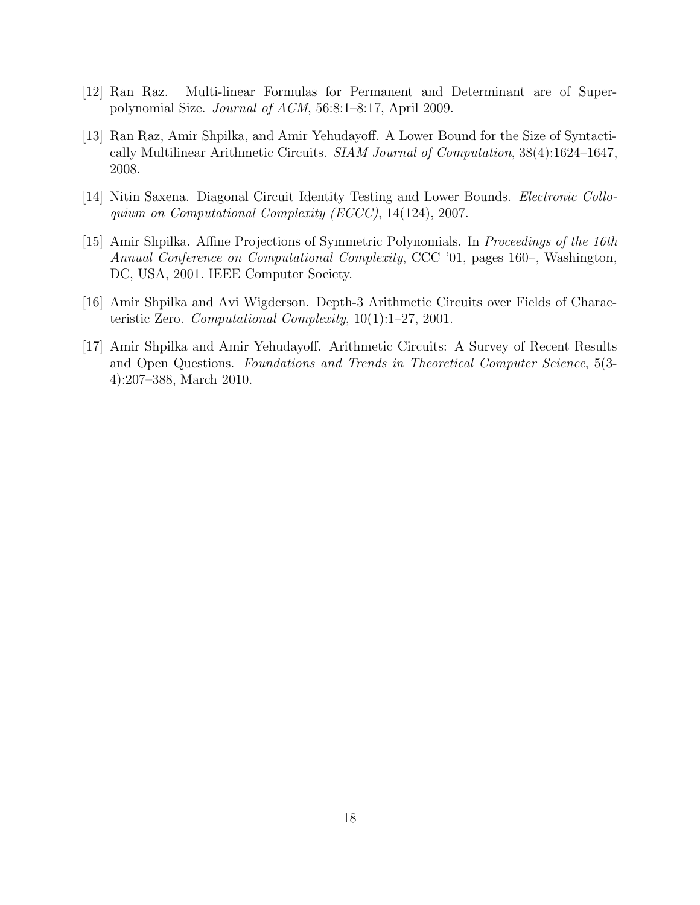[12] Ran Raz. Multi-linear Formulas for Permanent and Determinant are of Super-polynomial Size. *Journal of ACM*, 56:8:1–8:17, April 2009.

[13] Ran Raz, Amir Shpilka, and Amir Yehudayoff. A Lower Bound for the Size of Syntactically Multilinear Arithmetic Circuits. *SIAM Journal of Computation*, 38(4):1624–1647, 2008.

[14] Nitin Saxena. Diagonal Circuit Identity Testing and Lower Bounds. *Electronic Colloquium on Computational Complexity (ECCC)*, 14(124), 2007.

[15] Amir Shpilka. Affine Projections of Symmetric Polynomials. In *Proceedings of the 16th Annual Conference on Computational Complexity*, CCC '01, pages 160–, Washington, DC, USA, 2001. IEEE Computer Society.

[16] Amir Shpilka and Avi Wigderson. Depth-3 Arithmetic Circuits over Fields of Characteristic Zero. *Computational Complexity*, 10(1):1–27, 2001.

[17] Amir Shpilka and Amir Yehudayoff. Arithmetic Circuits: A Survey of Recent Results and Open Questions. *Foundations and Trends in Theoretical Computer Science*, 5(3-4):207–388, March 2010.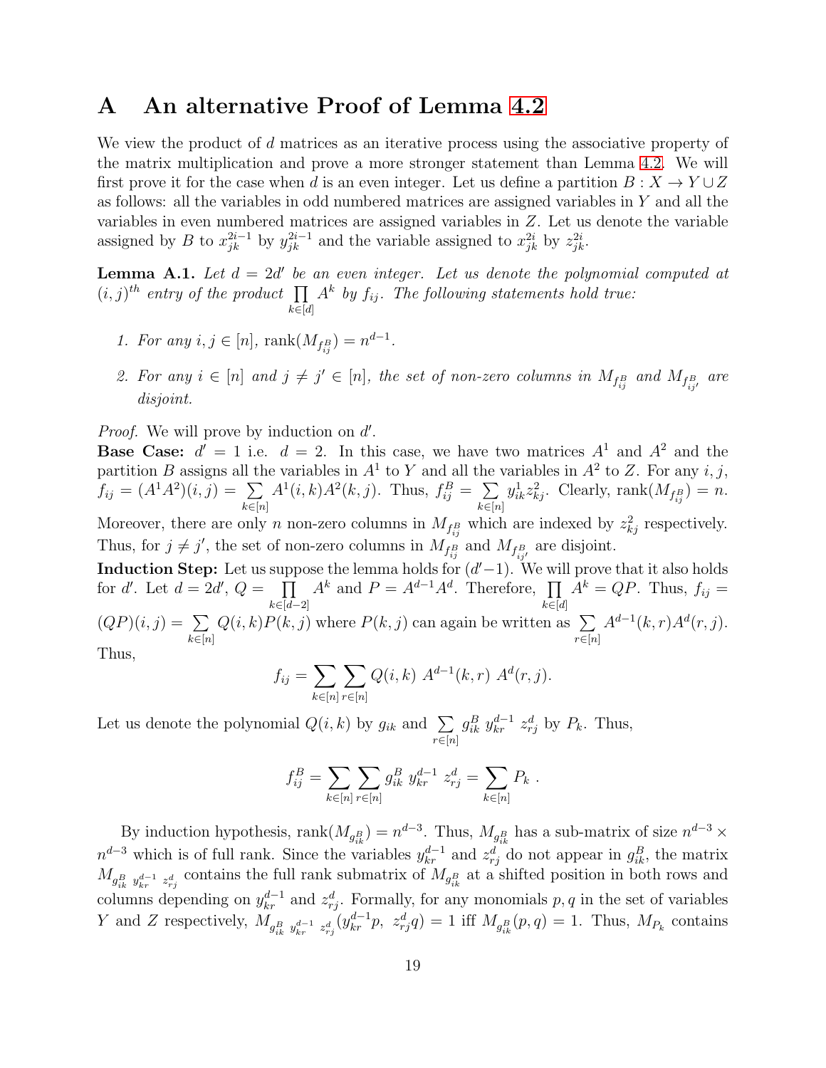# A An alternative Proof of Lemma 4.2

We view the product of $d$ matrices as an iterative process using the associative property of the matrix multiplication and prove a more stronger statement than Lemma 4.2. We will first prove it for the case when $d$ is an even integer. Let us define a partition $B : X \to Y \cup Z$ as follows: all the variables in odd numbered matrices are assigned variables in $Y$ and all the variables in even numbered matrices are assigned variables in $Z$. Let us denote the variable assigned by $B$ to $x^{2i-1}_{jk}$ by $y^{2i-1}_{jk}$ and the variable assigned to $x^{2i}_{jk}$ by $z^{2i}_{jk}$.

**Lemma A.1.** *Let $d = 2d'$ be an even integer. Let us denote the polynomial computed at $(i, j)^{th}$ entry of the product $\prod_{k\in[d]} A^k$ by $f_{ij}$. The following statements hold true:*

1. *For any $i, j \in [n]$, $\text{rank}(M_{f^B_{ij}}) = n^{d-1}$.*
2. *For any $i \in [n]$ and $j \neq j' \in [n]$, the set of non-zero columns in $M_{f^B_{ij}}$ and $M_{f^B_{ij'}}$ are disjoint.*

*Proof.* We will prove by induction on $d'$.

**Base Case:** $d' = 1$ i.e. $d = 2$. In this case, we have two matrices $A^1$ and $A^2$ and the partition $B$ assigns all the variables in $A^1$ to $Y$ and all the variables in $A^2$ to $Z$. For any $i, j$, $f_{ij} = (A^1A^2)(i, j) = \sum_{k\in[n]} A^1(i, k)A^2(k, j)$. Thus, $f^B_{ij} = \sum_{k\in[n]} y^1_{ik}z^2_{kj}$. Clearly, $\text{rank}(M_{f^B_{ij}}) = n$. Moreover, there are only $n$ non-zero columns in $M_{f^B_{ij}}$ which are indexed by $z^2_{kj}$ respectively. Thus, for $j \neq j'$, the set of non-zero columns in $M_{f^B_{ij}}$ and $M_{f^B_{ij'}}$ are disjoint.

**Induction Step:** Let us suppose the lemma holds for $(d'-1)$. We will prove that it also holds for $d'$. Let $d = 2d'$, $Q = \prod_{k\in[d-2]} A^k$ and $P = A^{d-1}A^d$. Therefore, $\prod_{k\in[d]} A^k = QP$. Thus, $f_{ij} = (QP)(i, j) = \sum_{k\in[n]} Q(i, k)P(k, j)$ where $P(k, j)$ can again be written as $\sum_{r\in[n]} A^{d-1}(k, r)A^d(r, j)$. Thus,

$$f_{ij} = \sum_{k\in[n]} \sum_{r\in[n]} Q(i, k)\ A^{d-1}(k, r)\ A^d(r, j).$$

Let us denote the polynomial $Q(i, k)$ by $g_{ik}$ and $\sum_{r\in[n]} g^B_{ik}\ y^{d-1}_{kr}\ z^d_{rj}$ by $P_k$. Thus,

$$f^B_{ij} = \sum_{k\in[n]} \sum_{r\in[n]} g^B_{ik}\ y^{d-1}_{kr}\ z^d_{rj} = \sum_{k\in[n]} P_k\ .$$

By induction hypothesis, $\text{rank}(M_{g^B_{ik}}) = n^{d-3}$. Thus, $M_{g^B_{ik}}$ has a sub-matrix of size $n^{d-3} \times n^{d-3}$ which is of full rank. Since the variables $y^{d-1}_{kr}$ and $z^d_{rj}$ do not appear in $g^B_{ik}$, the matrix $M_{g^B_{ik}\ y^{d-1}_{kr}\ z^d_{rj}}$ contains the full rank submatrix of $M_{g^B_{ik}}$ at a shifted position in both rows and columns depending on $y^{d-1}_{kr}$ and $z^d_{rj}$. Formally, for any monomials $p, q$ in the set of variables $Y$ and $Z$ respectively, $M_{g^B_{ik}\ y^{d-1}_{kr}\ z^d_{rj}}(y^{d-1}_{kr}p,\ z^d_{rj}q) = 1$ iff $M_{g^B_{ik}}(p, q) = 1$. Thus, $M_{P_k}$ contains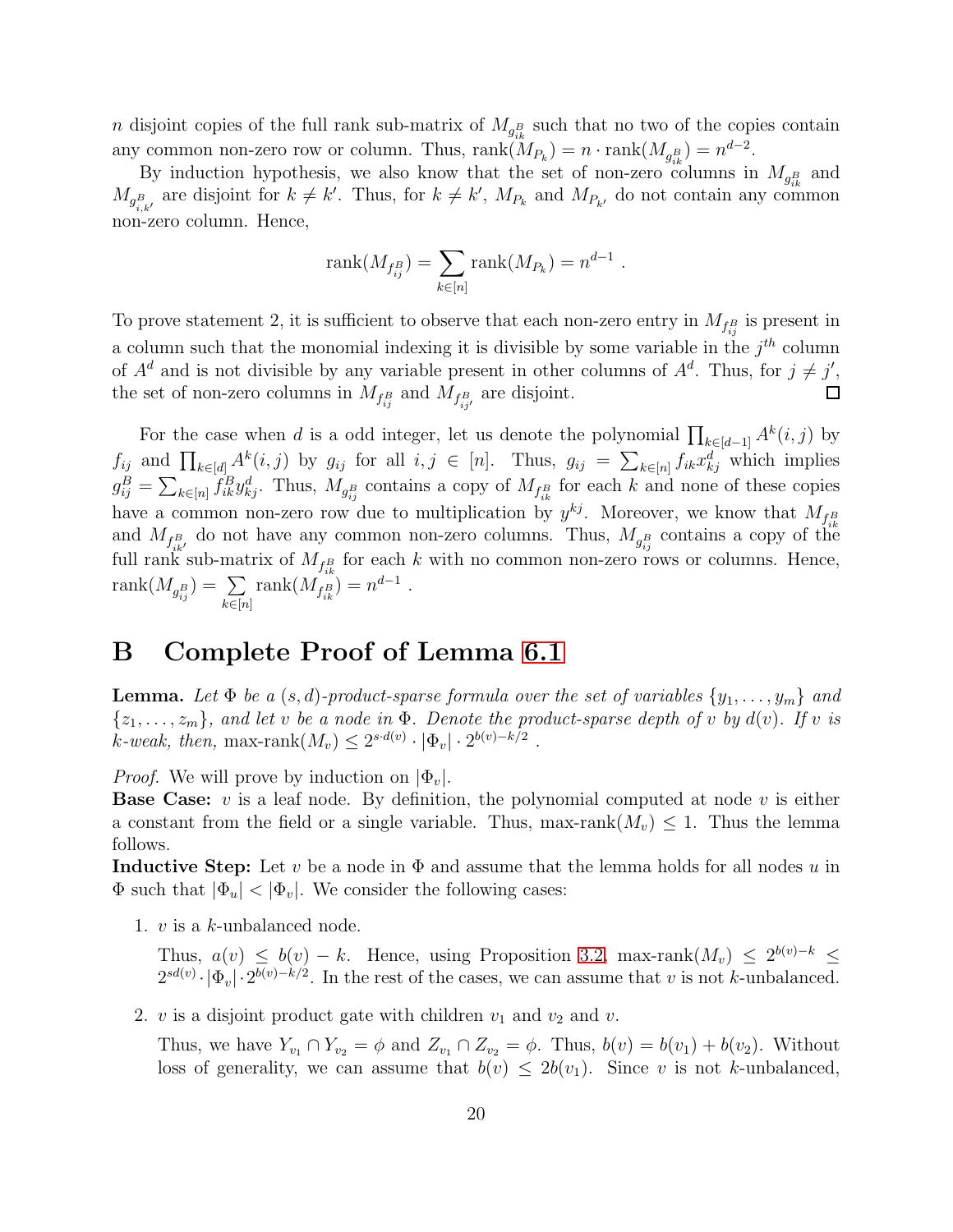$n$ disjoint copies of the full rank sub-matrix of $M_{g^B_{ik}}$ such that no two of the copies contain any common non-zero row or column. Thus, $\text{rank}(M_{P_k}) = n \cdot \text{rank}(M_{g^B_{ik}}) = n^{d-2}$.

By induction hypothesis, we also know that the set of non-zero columns in $M_{g^B_{ik}}$ and $M_{g^B_{i,k'}}$ are disjoint for $k \neq k'$. Thus, for $k \neq k'$, $M_{P_k}$ and $M_{P_{k'}}$ do not contain any common non-zero column. Hence,

$$\text{rank}(M_{f^B_{ij}}) = \sum_{k \in [n]} \text{rank}(M_{P_k}) = n^{d-1} \ .$$

To prove statement 2, it is sufficient to observe that each non-zero entry in $M_{f^B_{ij}}$ is present in a column such that the monomial indexing it is divisible by some variable in the $j^{th}$ column of $A^d$ and is not divisible by any variable present in other columns of $A^d$. Thus, for $j \neq j'$, the set of non-zero columns in $M_{f^B_{ij}}$ and $M_{f^B_{ij'}}$ are disjoint. ◻

For the case when $d$ is a odd integer, let us denote the polynomial $\prod_{k \in [d-1]} A^k(i,j)$ by $f_{ij}$ and $\prod_{k \in [d]} A^k(i,j)$ by $g_{ij}$ for all $i, j \in [n]$. Thus, $g_{ij} = \sum_{k \in [n]} f_{ik} x^d_{kj}$ which implies $g^B_{ij} = \sum_{k \in [n]} f^B_{ik} y^d_{kj}$. Thus, $M_{g^B_{ij}}$ contains a copy of $M_{f^B_{ik}}$ for each $k$ and none of these copies have a common non-zero row due to multiplication by $y^{kj}$. Moreover, we know that $M_{f^B_{ik}}$ and $M_{f^B_{ik'}}$ do not have any common non-zero columns. Thus, $M_{g^B_{ij}}$ contains a copy of the full rank sub-matrix of $M_{f^B_{ik}}$ for each $k$ with no common non-zero rows or columns. Hence, $\text{rank}(M_{g^B_{ij}}) = \sum_{k \in [n]} \text{rank}(M_{f^B_{ik}}) = n^{d-1}$ .

# B Complete Proof of Lemma 6.1

**Lemma.** *Let $\Phi$ be a $(s,d)$-product-sparse formula over the set of variables $\{y_1, \ldots, y_m\}$ and $\{z_1, \ldots, z_m\}$, and let $v$ be a node in $\Phi$. Denote the product-sparse depth of $v$ by $d(v)$. If $v$ is $k$-weak, then,* $\text{max-rank}(M_v) \leq 2^{s \cdot d(v)} \cdot |\Phi_v| \cdot 2^{b(v) - k/2}$ .

*Proof.* We will prove by induction on $|\Phi_v|$.

**Base Case:** $v$ is a leaf node. By definition, the polynomial computed at node $v$ is either a constant from the field or a single variable. Thus, $\text{max-rank}(M_v) \leq 1$. Thus the lemma follows.

**Inductive Step:** Let $v$ be a node in $\Phi$ and assume that the lemma holds for all nodes $u$ in $\Phi$ such that $|\Phi_u| < |\Phi_v|$. We consider the following cases:

1. $v$ is a $k$-unbalanced node.

   Thus, $a(v) \leq b(v) - k$. Hence, using Proposition 3.2, $\text{max-rank}(M_v) \leq 2^{b(v)-k} \leq 2^{sd(v)} \cdot |\Phi_v| \cdot 2^{b(v)-k/2}$. In the rest of the cases, we can assume that $v$ is not $k$-unbalanced.

2. $v$ is a disjoint product gate with children $v_1$ and $v_2$ and $v$.

   Thus, we have $Y_{v_1} \cap Y_{v_2} = \phi$ and $Z_{v_1} \cap Z_{v_2} = \phi$. Thus, $b(v) = b(v_1) + b(v_2)$. Without loss of generality, we can assume that $b(v) \leq 2b(v_1)$. Since $v$ is not $k$-unbalanced,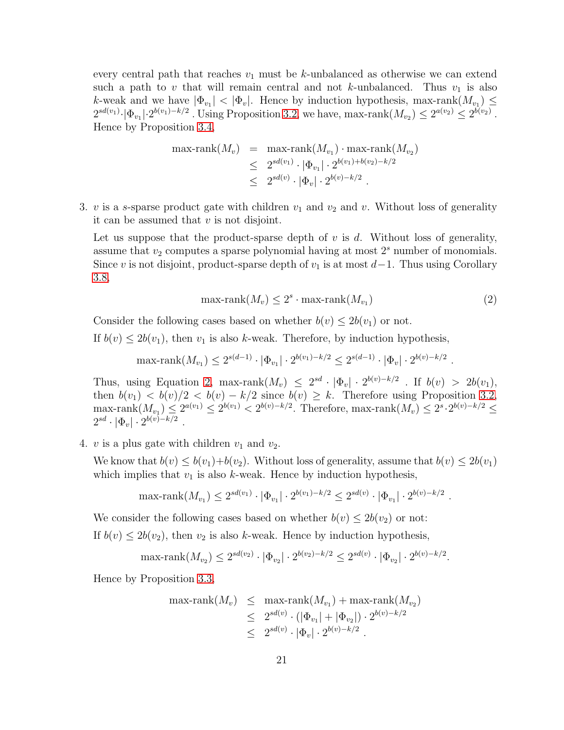every central path that reaches $v_1$ must be $k$-unbalanced as otherwise we can extend such a path to $v$ that will remain central and not $k$-unbalanced. Thus $v_1$ is also $k$-weak and we have $|\Phi_{v_1}| < |\Phi_v|$. Hence by induction hypothesis, $\text{max-rank}(M_{v_1}) \leq 2^{sd(v_1)} \cdot |\Phi_{v_1}| \cdot 2^{b(v_1)-k/2}$. Using Proposition 3.2, we have, $\text{max-rank}(M_{v_2}) \leq 2^{a(v_2)} \leq 2^{b(v_2)}$. Hence by Proposition 3.4,

$$\begin{aligned}
\text{max-rank}(M_v) &= \text{max-rank}(M_{v_1}) \cdot \text{max-rank}(M_{v_2}) \\
&\leq 2^{sd(v_1)} \cdot |\Phi_{v_1}| \cdot 2^{b(v_1)+b(v_2)-k/2} \\
&\leq 2^{sd(v)} \cdot |\Phi_v| \cdot 2^{b(v)-k/2} .
\end{aligned}$$

3. $v$ is a $s$-sparse product gate with children $v_1$ and $v_2$ and $v$. Without loss of generality it can be assumed that $v$ is not disjoint.

   Let us suppose that the product-sparse depth of $v$ is $d$. Without loss of generality, assume that $v_2$ computes a sparse polynomial having at most $2^s$ number of monomials. Since $v$ is not disjoint, product-sparse depth of $v_1$ is at most $d-1$. Thus using Corollary 3.8,

$$\text{max-rank}(M_v) \leq 2^s \cdot \text{max-rank}(M_{v_1}) \tag{2}$$

   Consider the following cases based on whether $b(v) \leq 2b(v_1)$ or not.

   If $b(v) \leq 2b(v_1)$, then $v_1$ is also $k$-weak. Therefore, by induction hypothesis,

$$\text{max-rank}(M_{v_1}) \leq 2^{s(d-1)} \cdot |\Phi_{v_1}| \cdot 2^{b(v_1)-k/2} \leq 2^{s(d-1)} \cdot |\Phi_v| \cdot 2^{b(v)-k/2} .$$

   Thus, using Equation 2, $\text{max-rank}(M_v) \leq 2^{sd} \cdot |\Phi_v| \cdot 2^{b(v)-k/2}$ . If $b(v) > 2b(v_1)$, then $b(v_1) < b(v)/2 < b(v) - k/2$ since $b(v) \geq k$. Therefore using Proposition 3.2, $\text{max-rank}(M_{v_1}) \leq 2^{a(v_1)} \leq 2^{b(v_1)} < 2^{b(v)-k/2}$. Therefore, $\text{max-rank}(M_v) \leq 2^s \cdot 2^{b(v)-k/2} \leq 2^{sd} \cdot |\Phi_v| \cdot 2^{b(v)-k/2}$ .

4. $v$ is a plus gate with children $v_1$ and $v_2$.

   We know that $b(v) \leq b(v_1)+b(v_2)$. Without loss of generality, assume that $b(v) \leq 2b(v_1)$ which implies that $v_1$ is also $k$-weak. Hence by induction hypothesis,

$$\text{max-rank}(M_{v_1}) \leq 2^{sd(v_1)} \cdot |\Phi_{v_1}| \cdot 2^{b(v_1)-k/2} \leq 2^{sd(v)} \cdot |\Phi_{v_1}| \cdot 2^{b(v)-k/2} .$$

   We consider the following cases based on whether $b(v) \leq 2b(v_2)$ or not:

   If $b(v) \leq 2b(v_2)$, then $v_2$ is also $k$-weak. Hence by induction hypothesis,

$$\text{max-rank}(M_{v_2}) \leq 2^{sd(v_2)} \cdot |\Phi_{v_2}| \cdot 2^{b(v_2)-k/2} \leq 2^{sd(v)} \cdot |\Phi_{v_2}| \cdot 2^{b(v)-k/2}.$$

   Hence by Proposition 3.3,

$$\begin{aligned}
\text{max-rank}(M_v) &\leq \text{max-rank}(M_{v_1}) + \text{max-rank}(M_{v_2}) \\
&\leq 2^{sd(v)} \cdot (|\Phi_{v_1}| + |\Phi_{v_2}|) \cdot 2^{b(v)-k/2} \\
&\leq 2^{sd(v)} \cdot |\Phi_v| \cdot 2^{b(v)-k/2} .
\end{aligned}$$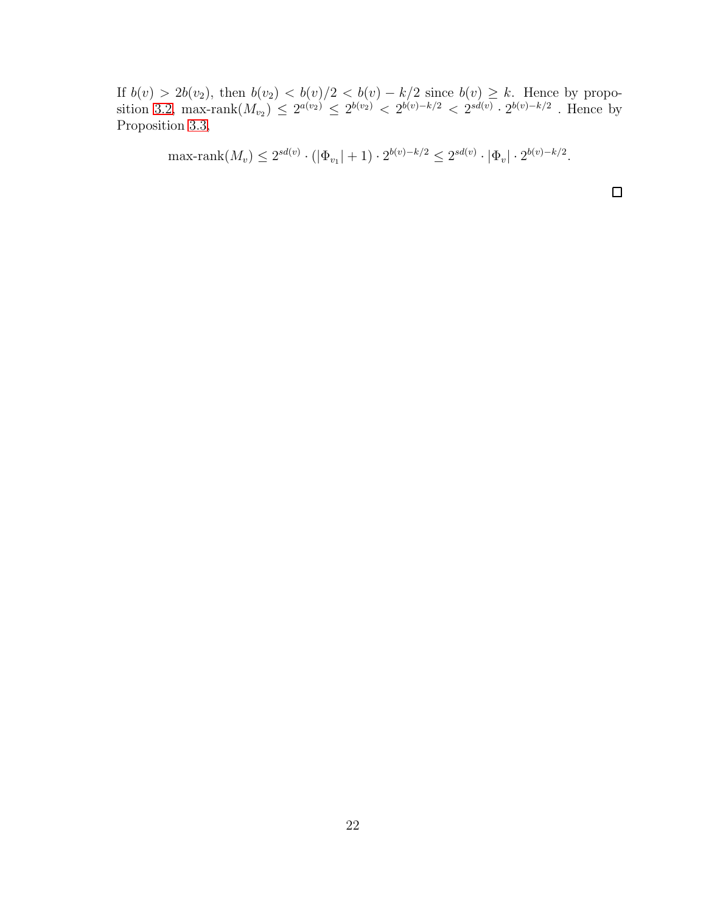If $b(v) > 2b(v_2)$, then $b(v_2) < b(v)/2 < b(v) - k/2$ since $b(v) \geq k$. Hence by proposition 3.2, $\text{max-rank}(M_{v_2}) \leq 2^{a(v_2)} \leq 2^{b(v_2)} < 2^{b(v)-k/2} < 2^{sd(v)} \cdot 2^{b(v)-k/2}$ . Hence by Proposition 3.3,

$$\text{max-rank}(M_v) \leq 2^{sd(v)} \cdot (|\Phi_{v_1}| + 1) \cdot 2^{b(v)-k/2} \leq 2^{sd(v)} \cdot |\Phi_v| \cdot 2^{b(v)-k/2}.$$

□